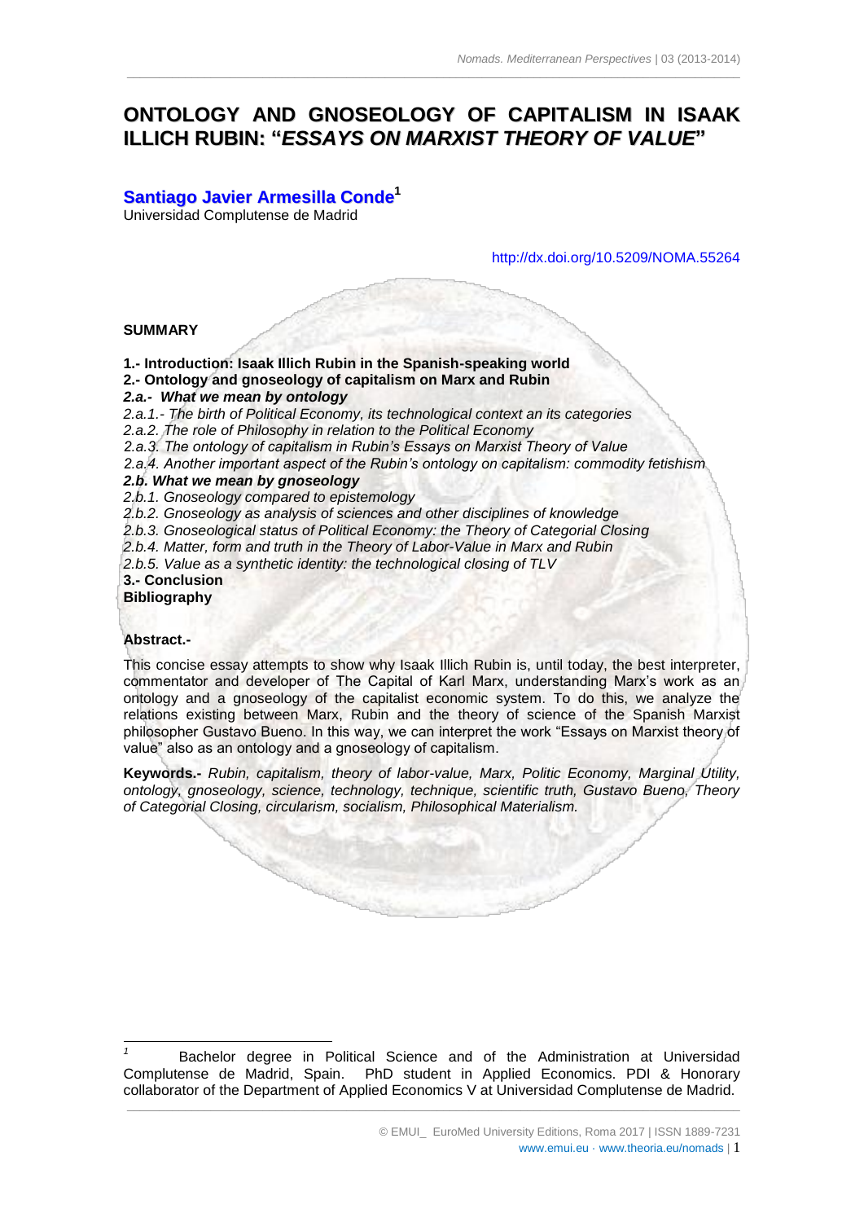# ONTOLOGY AND GNOSEOLOGY OF CAPITALISM IN ISAAK ILLICH RUBIN: "*ESSAYS ON MARXIST THEORY OF VALUE*"

**Santiago Javier Armesilla Conde**[1]
Universidad Complutense de Madrid

http://dx.doi.org/10.5209/NOMA.55264

**SUMMARY**

**1.- Introduction: Isaak Illich Rubin in the Spanish-speaking world**
**2.- Ontology and gnoseology of capitalism on Marx and Rubin**
***2.a.- What we mean by ontology***
*2.a.1.- The birth of Political Economy, its technological context an its categories*
*2.a.2. The role of Philosophy in relation to the Political Economy*
*2.a.3. The ontology of capitalism in Rubin's Essays on Marxist Theory of Value*
*2.a.4. Another important aspect of the Rubin's ontology on capitalism: commodity fetishism*
***2.b. What we mean by gnoseology***
*2.b.1. Gnoseology compared to epistemology*
*2.b.2. Gnoseology as analysis of sciences and other disciplines of knowledge*
*2.b.3. Gnoseological status of Political Economy: the Theory of Categorial Closing*
*2.b.4. Matter, form and truth in the Theory of Labor-Value in Marx and Rubin*
*2.b.5. Value as a synthetic identity: the technological closing of TLV*
**3.- Conclusion**
**Bibliography**

**Abstract.-**

This concise essay attempts to show why Isaak Illich Rubin is, until today, the best interpreter, commentator and developer of The Capital of Karl Marx, understanding Marx's work as an ontology and a gnoseology of the capitalist economic system. To do this, we analyze the relations existing between Marx, Rubin and the theory of science of the Spanish Marxist philosopher Gustavo Bueno. In this way, we can interpret the work "Essays on Marxist theory of value" also as an ontology and a gnoseology of capitalism.

**Keywords.-** *Rubin, capitalism, theory of labor-value, Marx, Politic Economy, Marginal Utility, ontology, gnoseology, science, technology, technique, scientific truth, Gustavo Bueno, Theory of Categorial Closing, circularism, socialism, Philosophical Materialism.*

---

[1] Bachelor degree in Political Science and of the Administration at Universidad Complutense de Madrid, Spain. PhD student in Applied Economics. PDI & Honorary collaborator of the Department of Applied Economics V at Universidad Complutense de Madrid.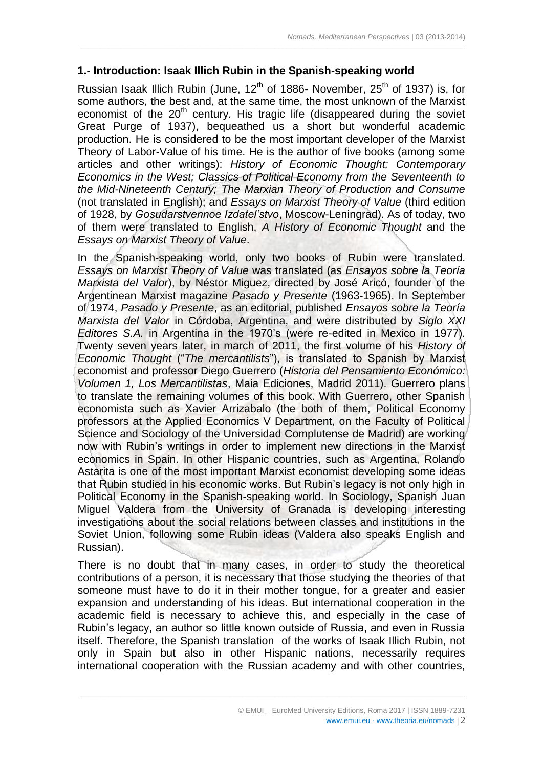## 1.- Introduction: Isaak Illich Rubin in the Spanish-speaking world

Russian Isaak Illich Rubin (June, 12th of 1886- November, 25th of 1937) is, for some authors, the best and, at the same time, the most unknown of the Marxist economist of the 20th century. His tragic life (disappeared during the soviet Great Purge of 1937), bequeathed us a short but wonderful academic production. He is considered to be the most important developer of the Marxist Theory of Labor-Value of his time. He is the author of five books (among some articles and other writings): *History of Economic Thought; Contemporary Economics in the West; Classics of Political Economy from the Seventeenth to the Mid-Nineteenth Century; The Marxian Theory of Production and Consume* (not translated in English); and *Essays on Marxist Theory of Value* (third edition of 1928, by *Gosudarstvennoe Izdatel'stvo*, Moscow-Leningrad). As of today, two of them were translated to English, *A History of Economic Thought* and the *Essays on Marxist Theory of Value*.

In the Spanish-speaking world, only two books of Rubin were translated. *Essays on Marxist Theory of Value* was translated (as *Ensayos sobre la Teoría Marxista del Valor*), by Néstor Miguez, directed by José Aricó, founder of the Argentinean Marxist magazine *Pasado y Presente* (1963-1965). In September of 1974, *Pasado y Presente*, as an editorial, published *Ensayos sobre la Teoría Marxista del Valor* in Córdoba, Argentina, and were distributed by *Siglo XXI Editores S.A.* in Argentina in the 1970's (were re-edited in Mexico in 1977). Twenty seven years later, in march of 2011, the first volume of his *History of Economic Thought* ("*The mercantilists*"), is translated to Spanish by Marxist economist and professor Diego Guerrero (*Historia del Pensamiento Económico: Volumen 1, Los Mercantilistas*, Maia Ediciones, Madrid 2011). Guerrero plans to translate the remaining volumes of this book. With Guerrero, other Spanish economista such as Xavier Arrizabalo (the both of them, Political Economy professors at the Applied Economics V Department, on the Faculty of Political Science and Sociology of the Universidad Complutense de Madrid) are working now with Rubin's writings in order to implement new directions in the Marxist economics in Spain. In other Hispanic countries, such as Argentina, Rolando Astarita is one of the most important Marxist economist developing some ideas that Rubin studied in his economic works. But Rubin's legacy is not only high in Political Economy in the Spanish-speaking world. In Sociology, Spanish Juan Miguel Valdera from the University of Granada is developing interesting investigations about the social relations between classes and institutions in the Soviet Union, following some Rubin ideas (Valdera also speaks English and Russian).

There is no doubt that in many cases, in order to study the theoretical contributions of a person, it is necessary that those studying the theories of that someone must have to do it in their mother tongue, for a greater and easier expansion and understanding of his ideas. But international cooperation in the academic field is necessary to achieve this, and especially in the case of Rubin's legacy, an author so little known outside of Russia, and even in Russia itself. Therefore, the Spanish translation of the works of Isaak Illich Rubin, not only in Spain but also in other Hispanic nations, necessarily requires international cooperation with the Russian academy and with other countries,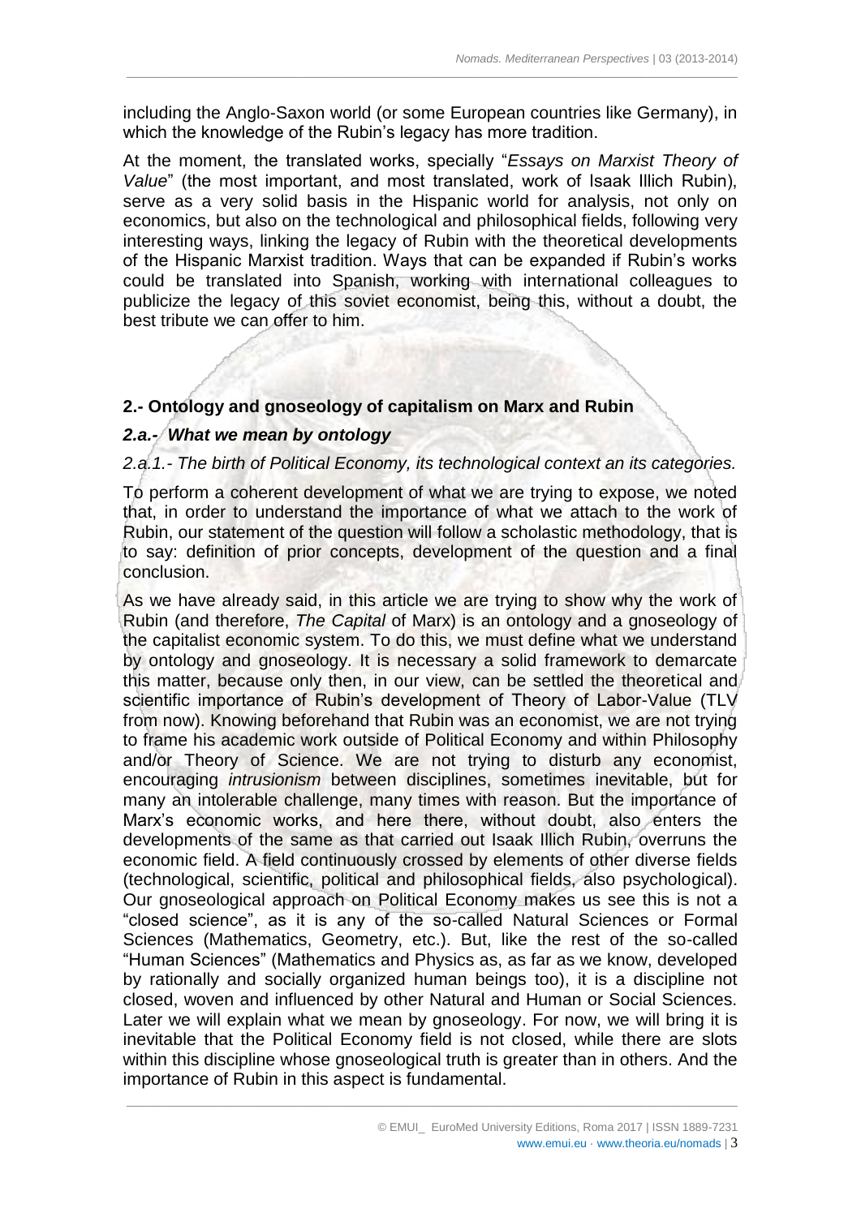including the Anglo-Saxon world (or some European countries like Germany), in which the knowledge of the Rubin's legacy has more tradition.

At the moment, the translated works, specially "*Essays on Marxist Theory of Value*" (the most important, and most translated, work of Isaak Illich Rubin), serve as a very solid basis in the Hispanic world for analysis, not only on economics, but also on the technological and philosophical fields, following very interesting ways, linking the legacy of Rubin with the theoretical developments of the Hispanic Marxist tradition. Ways that can be expanded if Rubin's works could be translated into Spanish, working with international colleagues to publicize the legacy of this soviet economist, being this, without a doubt, the best tribute we can offer to him.

## 2.- Ontology and gnoseology of capitalism on Marx and Rubin

### *2.a.- What we mean by ontology*

#### *2.a.1.- The birth of Political Economy, its technological context an its categories.*

To perform a coherent development of what we are trying to expose, we noted that, in order to understand the importance of what we attach to the work of Rubin, our statement of the question will follow a scholastic methodology, that is to say: definition of prior concepts, development of the question and a final conclusion.

As we have already said, in this article we are trying to show why the work of Rubin (and therefore, *The Capital* of Marx) is an ontology and a gnoseology of the capitalist economic system. To do this, we must define what we understand by ontology and gnoseology. It is necessary a solid framework to demarcate this matter, because only then, in our view, can be settled the theoretical and scientific importance of Rubin's development of Theory of Labor-Value (TLV from now). Knowing beforehand that Rubin was an economist, we are not trying to frame his academic work outside of Political Economy and within Philosophy and/or Theory of Science. We are not trying to disturb any economist, encouraging *intrusionism* between disciplines, sometimes inevitable, but for many an intolerable challenge, many times with reason. But the importance of Marx's economic works, and here there, without doubt, also enters the developments of the same as that carried out Isaak Illich Rubin, overruns the economic field. A field continuously crossed by elements of other diverse fields (technological, scientific, political and philosophical fields, also psychological). Our gnoseological approach on Political Economy makes us see this is not a "closed science", as it is any of the so-called Natural Sciences or Formal Sciences (Mathematics, Geometry, etc.). But, like the rest of the so-called "Human Sciences" (Mathematics and Physics as, as far as we know, developed by rationally and socially organized human beings too), it is a discipline not closed, woven and influenced by other Natural and Human or Social Sciences. Later we will explain what we mean by gnoseology. For now, we will bring it is inevitable that the Political Economy field is not closed, while there are slots within this discipline whose gnoseological truth is greater than in others. And the importance of Rubin in this aspect is fundamental.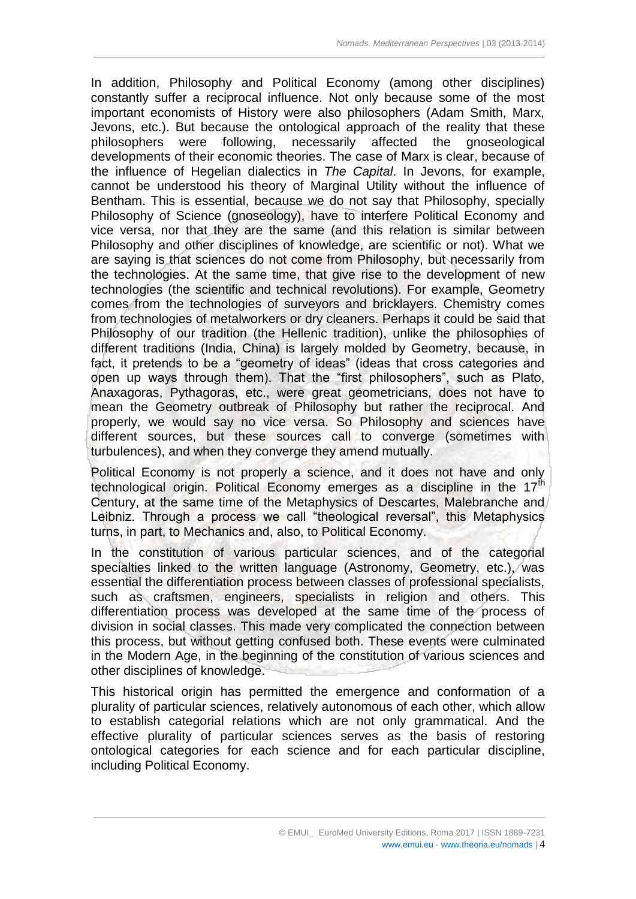In addition, Philosophy and Political Economy (among other disciplines) constantly suffer a reciprocal influence. Not only because some of the most important economists of History were also philosophers (Adam Smith, Marx, Jevons, etc.). But because the ontological approach of the reality that these philosophers were following, necessarily affected the gnoseological developments of their economic theories. The case of Marx is clear, because of the influence of Hegelian dialectics in *The Capital*. In Jevons, for example, cannot be understood his theory of Marginal Utility without the influence of Bentham. This is essential, because we do not say that Philosophy, specially Philosophy of Science (gnoseology), have to interfere Political Economy and vice versa, nor that they are the same (and this relation is similar between Philosophy and other disciplines of knowledge, are scientific or not). What we are saying is that sciences do not come from Philosophy, but necessarily from the technologies. At the same time, that give rise to the development of new technologies (the scientific and technical revolutions). For example, Geometry comes from the technologies of surveyors and bricklayers. Chemistry comes from technologies of metalworkers or dry cleaners. Perhaps it could be said that Philosophy of our tradition (the Hellenic tradition), unlike the philosophies of different traditions (India, China) is largely molded by Geometry, because, in fact, it pretends to be a "geometry of ideas" (ideas that cross categories and open up ways through them). That the "first philosophers", such as Plato, Anaxagoras, Pythagoras, etc., were great geometricians, does not have to mean the Geometry outbreak of Philosophy but rather the reciprocal. And properly, we would say no vice versa. So Philosophy and sciences have different sources, but these sources call to converge (sometimes with turbulences), and when they converge they amend mutually.

Political Economy is not properly a science, and it does not have and only technological origin. Political Economy emerges as a discipline in the 17th Century, at the same time of the Metaphysics of Descartes, Malebranche and Leibniz. Through a process we call "theological reversal", this Metaphysics turns, in part, to Mechanics and, also, to Political Economy.

In the constitution of various particular sciences, and of the categorial specialties linked to the written language (Astronomy, Geometry, etc.), was essential the differentiation process between classes of professional specialists, such as craftsmen, engineers, specialists in religion and others. This differentiation process was developed at the same time of the process of division in social classes. This made very complicated the connection between this process, but without getting confused both. These events were culminated in the Modern Age, in the beginning of the constitution of various sciences and other disciplines of knowledge.

This historical origin has permitted the emergence and conformation of a plurality of particular sciences, relatively autonomous of each other, which allow to establish categorial relations which are not only grammatical. And the effective plurality of particular sciences serves as the basis of restoring ontological categories for each science and for each particular discipline, including Political Economy.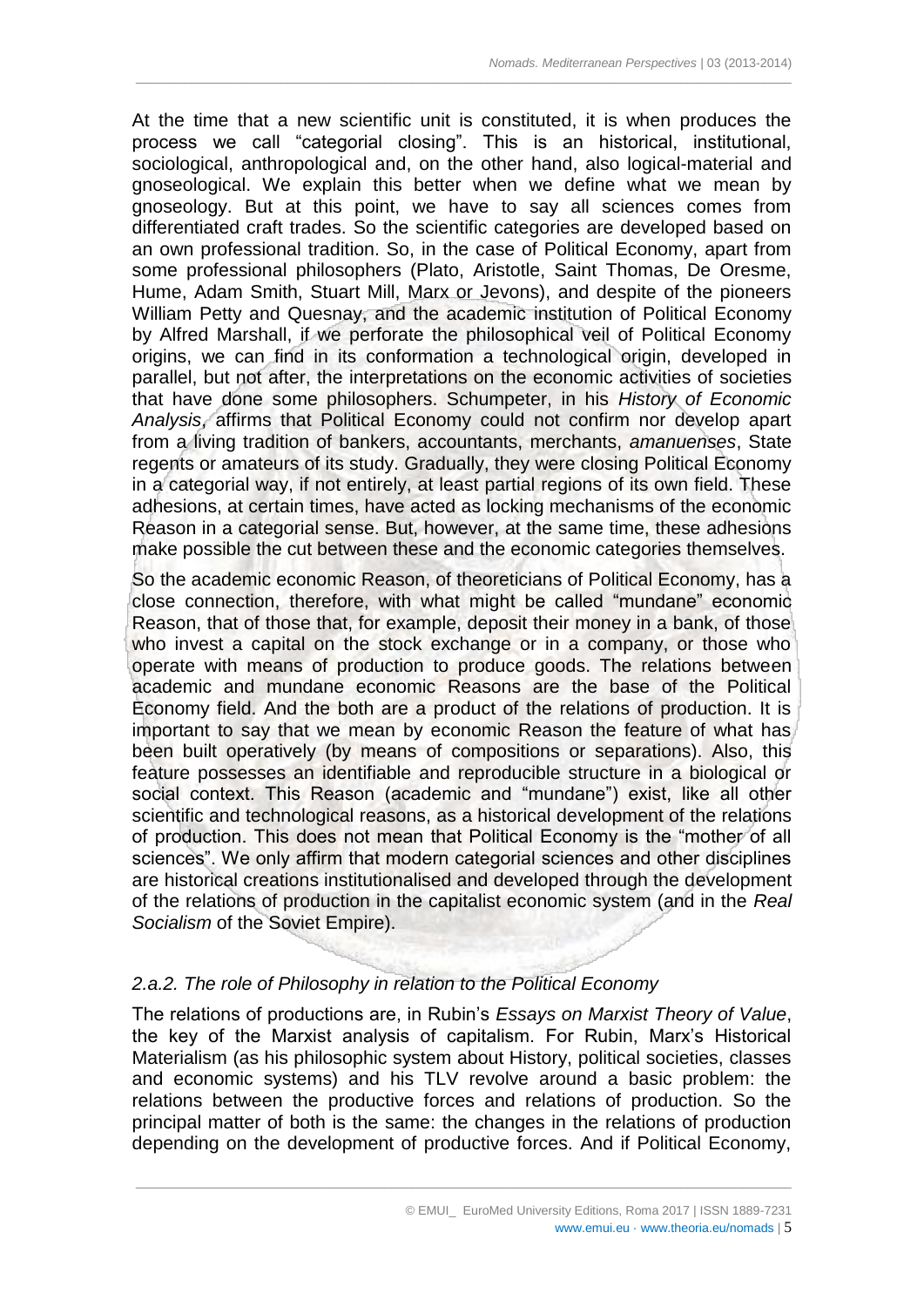At the time that a new scientific unit is constituted, it is when produces the process we call "categorial closing". This is an historical, institutional, sociological, anthropological and, on the other hand, also logical-material and gnoseological. We explain this better when we define what we mean by gnoseology. But at this point, we have to say all sciences comes from differentiated craft trades. So the scientific categories are developed based on an own professional tradition. So, in the case of Political Economy, apart from some professional philosophers (Plato, Aristotle, Saint Thomas, De Oresme, Hume, Adam Smith, Stuart Mill, Marx or Jevons), and despite of the pioneers William Petty and Quesnay, and the academic institution of Political Economy by Alfred Marshall, if we perforate the philosophical veil of Political Economy origins, we can find in its conformation a technological origin, developed in parallel, but not after, the interpretations on the economic activities of societies that have done some philosophers. Schumpeter, in his *History of Economic Analysis*, affirms that Political Economy could not confirm nor develop apart from a living tradition of bankers, accountants, merchants, *amanuenses*, State regents or amateurs of its study. Gradually, they were closing Political Economy in a categorial way, if not entirely, at least partial regions of its own field. These adhesions, at certain times, have acted as locking mechanisms of the economic Reason in a categorial sense. But, however, at the same time, these adhesions make possible the cut between these and the economic categories themselves.

So the academic economic Reason, of theoreticians of Political Economy, has a close connection, therefore, with what might be called "mundane" economic Reason, that of those that, for example, deposit their money in a bank, of those who invest a capital on the stock exchange or in a company, or those who operate with means of production to produce goods. The relations between academic and mundane economic Reasons are the base of the Political Economy field. And the both are a product of the relations of production. It is important to say that we mean by economic Reason the feature of what has been built operatively (by means of compositions or separations). Also, this feature possesses an identifiable and reproducible structure in a biological or social context. This Reason (academic and "mundane") exist, like all other scientific and technological reasons, as a historical development of the relations of production. This does not mean that Political Economy is the "mother of all sciences". We only affirm that modern categorial sciences and other disciplines are historical creations institutionalised and developed through the development of the relations of production in the capitalist economic system (and in the *Real Socialism* of the Soviet Empire).

### *2.a.2. The role of Philosophy in relation to the Political Economy*

The relations of productions are, in Rubin's *Essays on Marxist Theory of Value*, the key of the Marxist analysis of capitalism. For Rubin, Marx's Historical Materialism (as his philosophic system about History, political societies, classes and economic systems) and his TLV revolve around a basic problem: the relations between the productive forces and relations of production. So the principal matter of both is the same: the changes in the relations of production depending on the development of productive forces. And if Political Economy,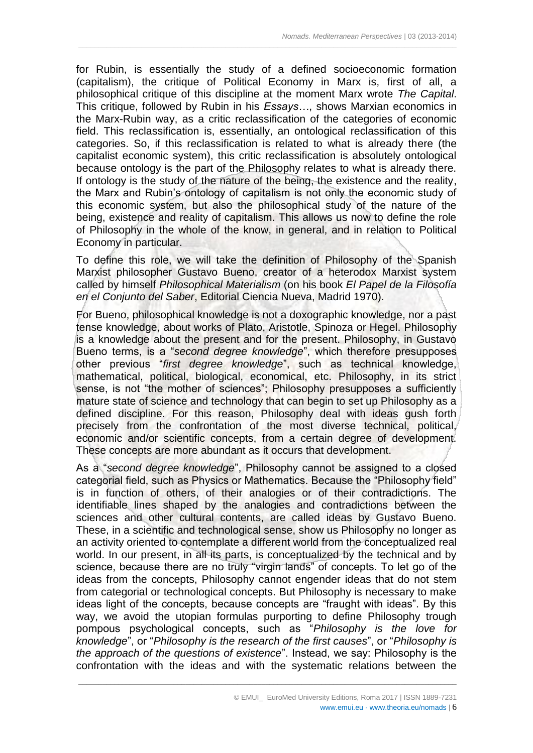for Rubin, is essentially the study of a defined socioeconomic formation (capitalism), the critique of Political Economy in Marx is, first of all, a philosophical critique of this discipline at the moment Marx wrote *The Capital*. This critique, followed by Rubin in his *Essays…*, shows Marxian economics in the Marx-Rubin way, as a critic reclassification of the categories of economic field. This reclassification is, essentially, an ontological reclassification of this categories. So, if this reclassification is related to what is already there (the capitalist economic system), this critic reclassification is absolutely ontological because ontology is the part of the Philosophy relates to what is already there. If ontology is the study of the nature of the being, the existence and the reality, the Marx and Rubin's ontology of capitalism is not only the economic study of this economic system, but also the philosophical study of the nature of the being, existence and reality of capitalism. This allows us now to define the role of Philosophy in the whole of the know, in general, and in relation to Political Economy in particular.

To define this role, we will take the definition of Philosophy of the Spanish Marxist philosopher Gustavo Bueno, creator of a heterodox Marxist system called by himself *Philosophical Materialism* (on his book *El Papel de la Filosofía en el Conjunto del Saber*, Editorial Ciencia Nueva, Madrid 1970).

For Bueno, philosophical knowledge is not a doxographic knowledge, nor a past tense knowledge, about works of Plato, Aristotle, Spinoza or Hegel. Philosophy is a knowledge about the present and for the present. Philosophy, in Gustavo Bueno terms, is a "*second degree knowledge*", which therefore presupposes other previous "*first degree knowledge*", such as technical knowledge, mathematical, political, biological, economical, etc. Philosophy, in its strict sense, is not "the mother of sciences"; Philosophy presupposes a sufficiently mature state of science and technology that can begin to set up Philosophy as a defined discipline. For this reason, Philosophy deal with ideas gush forth precisely from the confrontation of the most diverse technical, political, economic and/or scientific concepts, from a certain degree of development. These concepts are more abundant as it occurs that development.

As a "*second degree knowledge*", Philosophy cannot be assigned to a closed categorial field, such as Physics or Mathematics. Because the "Philosophy field" is in function of others, of their analogies or of their contradictions. The identifiable lines shaped by the analogies and contradictions between the sciences and other cultural contents, are called ideas by Gustavo Bueno. These, in a scientific and technological sense, show us Philosophy no longer as an activity oriented to contemplate a different world from the conceptualized real world. In our present, in all its parts, is conceptualized by the technical and by science, because there are no truly "virgin lands" of concepts. To let go of the ideas from the concepts, Philosophy cannot engender ideas that do not stem from categorial or technological concepts. But Philosophy is necessary to make ideas light of the concepts, because concepts are "fraught with ideas". By this way, we avoid the utopian formulas purporting to define Philosophy trough pompous psychological concepts, such as "*Philosophy is the love for knowledge*", or "*Philosophy is the research of the first causes*", or "*Philosophy is the approach of the questions of existence*". Instead, we say: Philosophy is the confrontation with the ideas and with the systematic relations between the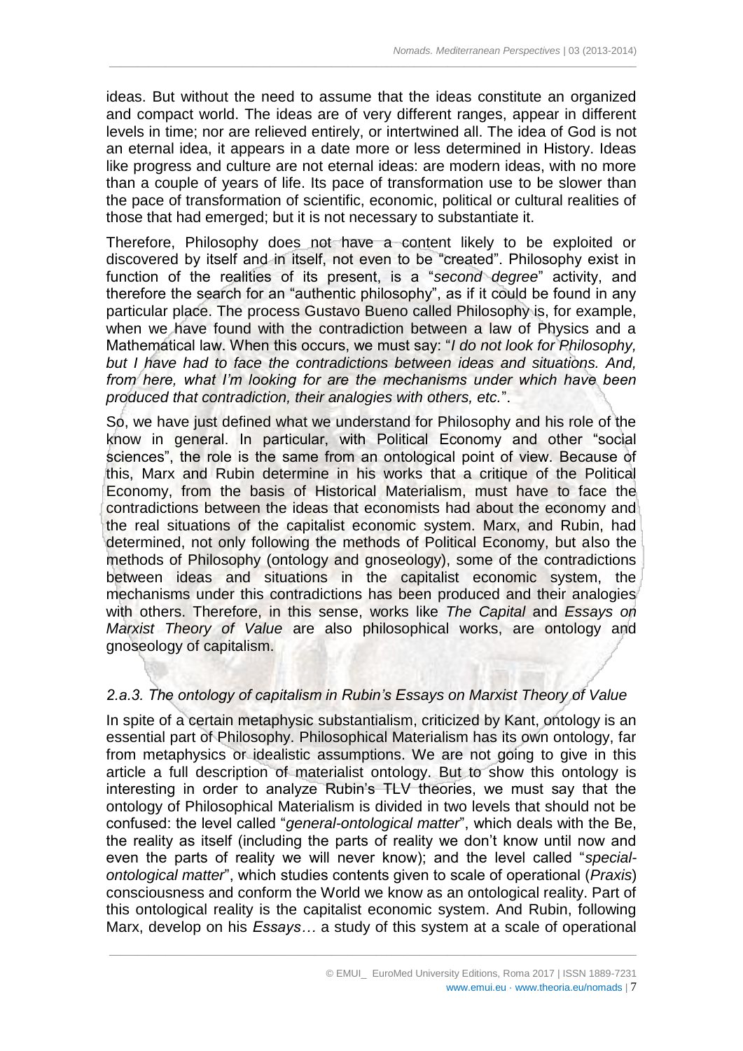ideas. But without the need to assume that the ideas constitute an organized and compact world. The ideas are of very different ranges, appear in different levels in time; nor are relieved entirely, or intertwined all. The idea of God is not an eternal idea, it appears in a date more or less determined in History. Ideas like progress and culture are not eternal ideas: are modern ideas, with no more than a couple of years of life. Its pace of transformation use to be slower than the pace of transformation of scientific, economic, political or cultural realities of those that had emerged; but it is not necessary to substantiate it.

Therefore, Philosophy does not have a content likely to be exploited or discovered by itself and in itself, not even to be "created". Philosophy exist in function of the realities of its present, is a "*second degree*" activity, and therefore the search for an "authentic philosophy", as if it could be found in any particular place. The process Gustavo Bueno called Philosophy is, for example, when we have found with the contradiction between a law of Physics and a Mathematical law. When this occurs, we must say: "*I do not look for Philosophy, but I have had to face the contradictions between ideas and situations. And, from here, what I'm looking for are the mechanisms under which have been produced that contradiction, their analogies with others, etc.*".

So, we have just defined what we understand for Philosophy and his role of the know in general. In particular, with Political Economy and other "social sciences", the role is the same from an ontological point of view. Because of this, Marx and Rubin determine in his works that a critique of the Political Economy, from the basis of Historical Materialism, must have to face the contradictions between the ideas that economists had about the economy and the real situations of the capitalist economic system. Marx, and Rubin, had determined, not only following the methods of Political Economy, but also the methods of Philosophy (ontology and gnoseology), some of the contradictions between ideas and situations in the capitalist economic system, the mechanisms under this contradictions has been produced and their analogies with others. Therefore, in this sense, works like *The Capital* and *Essays on Marxist Theory of Value* are also philosophical works, are ontology and gnoseology of capitalism.

### *2.a.3. The ontology of capitalism in Rubin's Essays on Marxist Theory of Value*

In spite of a certain metaphysic substantialism, criticized by Kant, ontology is an essential part of Philosophy. Philosophical Materialism has its own ontology, far from metaphysics or idealistic assumptions. We are not going to give in this article a full description of materialist ontology. But to show this ontology is interesting in order to analyze Rubin's TLV theories, we must say that the ontology of Philosophical Materialism is divided in two levels that should not be confused: the level called "*general-ontological matter*", which deals with the Be, the reality as itself (including the parts of reality we don't know until now and even the parts of reality we will never know); and the level called "*special-ontological matter*", which studies contents given to scale of operational (*Praxis*) consciousness and conform the World we know as an ontological reality. Part of this ontological reality is the capitalist economic system. And Rubin, following Marx, develop on his *Essays…* a study of this system at a scale of operational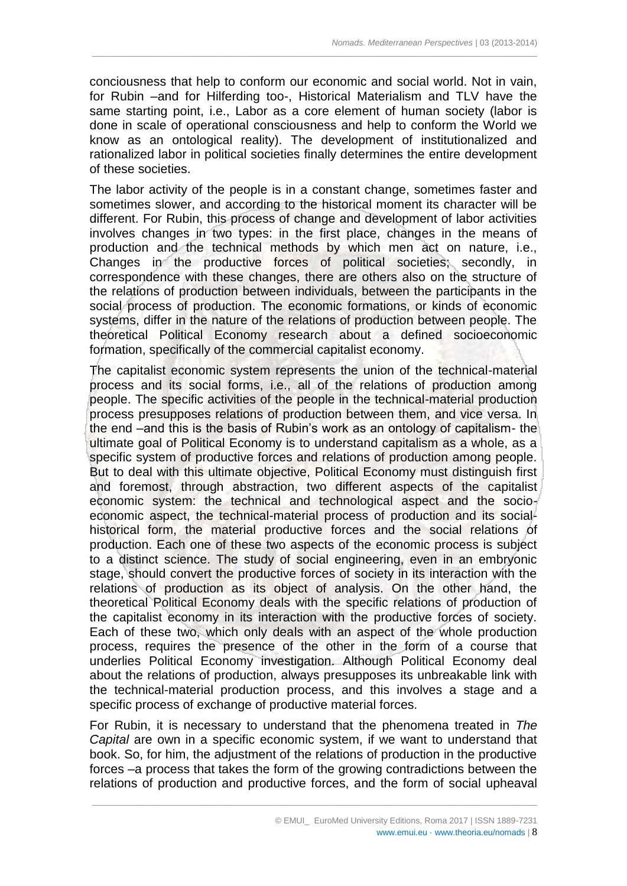conciousness that help to conform our economic and social world. Not in vain, for Rubin –and for Hilferding too-, Historical Materialism and TLV have the same starting point, i.e., Labor as a core element of human society (labor is done in scale of operational consciousness and help to conform the World we know as an ontological reality). The development of institutionalized and rationalized labor in political societies finally determines the entire development of these societies.

The labor activity of the people is in a constant change, sometimes faster and sometimes slower, and according to the historical moment its character will be different. For Rubin, this process of change and development of labor activities involves changes in two types: in the first place, changes in the means of production and the technical methods by which men act on nature, i.e., Changes in the productive forces of political societies; secondly, in correspondence with these changes, there are others also on the structure of the relations of production between individuals, between the participants in the social process of production. The economic formations, or kinds of economic systems, differ in the nature of the relations of production between people. The theoretical Political Economy research about a defined socioeconomic formation, specifically of the commercial capitalist economy.

The capitalist economic system represents the union of the technical-material process and its social forms, i.e., all of the relations of production among people. The specific activities of the people in the technical-material production process presupposes relations of production between them, and vice versa. In the end –and this is the basis of Rubin's work as an ontology of capitalism- the ultimate goal of Political Economy is to understand capitalism as a whole, as a specific system of productive forces and relations of production among people. But to deal with this ultimate objective, Political Economy must distinguish first and foremost, through abstraction, two different aspects of the capitalist economic system: the technical and technological aspect and the socio-economic aspect, the technical-material process of production and its social-historical form, the material productive forces and the social relations of production. Each one of these two aspects of the economic process is subject to a distinct science. The study of social engineering, even in an embryonic stage, should convert the productive forces of society in its interaction with the relations of production as its object of analysis. On the other hand, the theoretical Political Economy deals with the specific relations of production of the capitalist economy in its interaction with the productive forces of society. Each of these two, which only deals with an aspect of the whole production process, requires the presence of the other in the form of a course that underlies Political Economy investigation. Although Political Economy deal about the relations of production, always presupposes its unbreakable link with the technical-material production process, and this involves a stage and a specific process of exchange of productive material forces.

For Rubin, it is necessary to understand that the phenomena treated in *The Capital* are own in a specific economic system, if we want to understand that book. So, for him, the adjustment of the relations of production in the productive forces –a process that takes the form of the growing contradictions between the relations of production and productive forces, and the form of social upheaval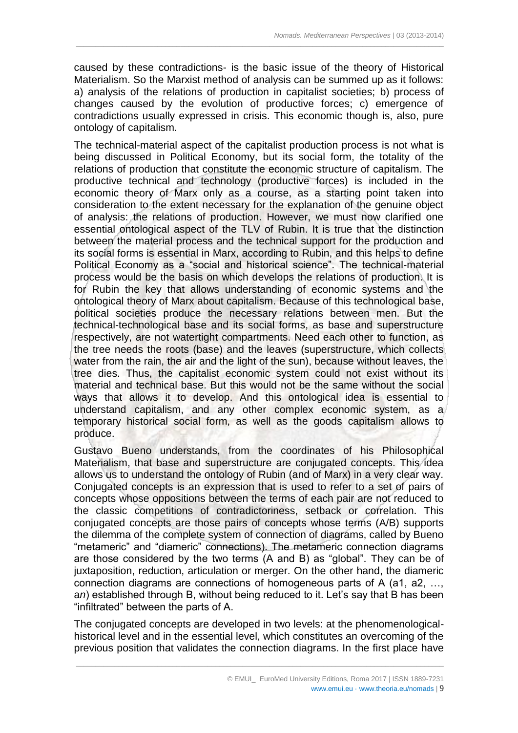caused by these contradictions- is the basic issue of the theory of Historical Materialism. So the Marxist method of analysis can be summed up as it follows: a) analysis of the relations of production in capitalist societies; b) process of changes caused by the evolution of productive forces; c) emergence of contradictions usually expressed in crisis. This economic though is, also, pure ontology of capitalism.

The technical-material aspect of the capitalist production process is not what is being discussed in Political Economy, but its social form, the totality of the relations of production that constitute the economic structure of capitalism. The productive technical and technology (productive forces) is included in the economic theory of Marx only as a course, as a starting point taken into consideration to the extent necessary for the explanation of the genuine object of analysis: the relations of production. However, we must now clarified one essential ontological aspect of the TLV of Rubin. It is true that the distinction between the material process and the technical support for the production and its social forms is essential in Marx, according to Rubin, and this helps to define Political Economy as a "social and historical science". The technical-material process would be the basis on which develops the relations of production. It is for Rubin the key that allows understanding of economic systems and the ontological theory of Marx about capitalism. Because of this technological base, political societies produce the necessary relations between men. But the technical-technological base and its social forms, as base and superstructure respectively, are not watertight compartments. Need each other to function, as the tree needs the roots (base) and the leaves (superstructure, which collects water from the rain, the air and the light of the sun), because without leaves, the tree dies. Thus, the capitalist economic system could not exist without its material and technical base. But this would not be the same without the social ways that allows it to develop. And this ontological idea is essential to understand capitalism, and any other complex economic system, as a temporary historical social form, as well as the goods capitalism allows to produce.

Gustavo Bueno understands, from the coordinates of his Philosophical Materialism, that base and superstructure are conjugated concepts. This idea allows us to understand the ontology of Rubin (and of Marx) in a very clear way. Conjugated concepts is an expression that is used to refer to a set of pairs of concepts whose oppositions between the terms of each pair are not reduced to the classic competitions of contradictoriness, setback or correlation. This conjugated concepts are those pairs of concepts whose terms (A/B) supports the dilemma of the complete system of connection of diagrams, called by Bueno "metameric" and "diameric" connections). The metameric connection diagrams are those considered by the two terms (A and B) as "global". They can be of juxtaposition, reduction, articulation or merger. On the other hand, the diameric connection diagrams are connections of homogeneous parts of A (a1, a2, …, a*n*) established through B, without being reduced to it. Let's say that B has been "infiltrated" between the parts of A.

The conjugated concepts are developed in two levels: at the phenomenological-historical level and in the essential level, which constitutes an overcoming of the previous position that validates the connection diagrams. In the first place have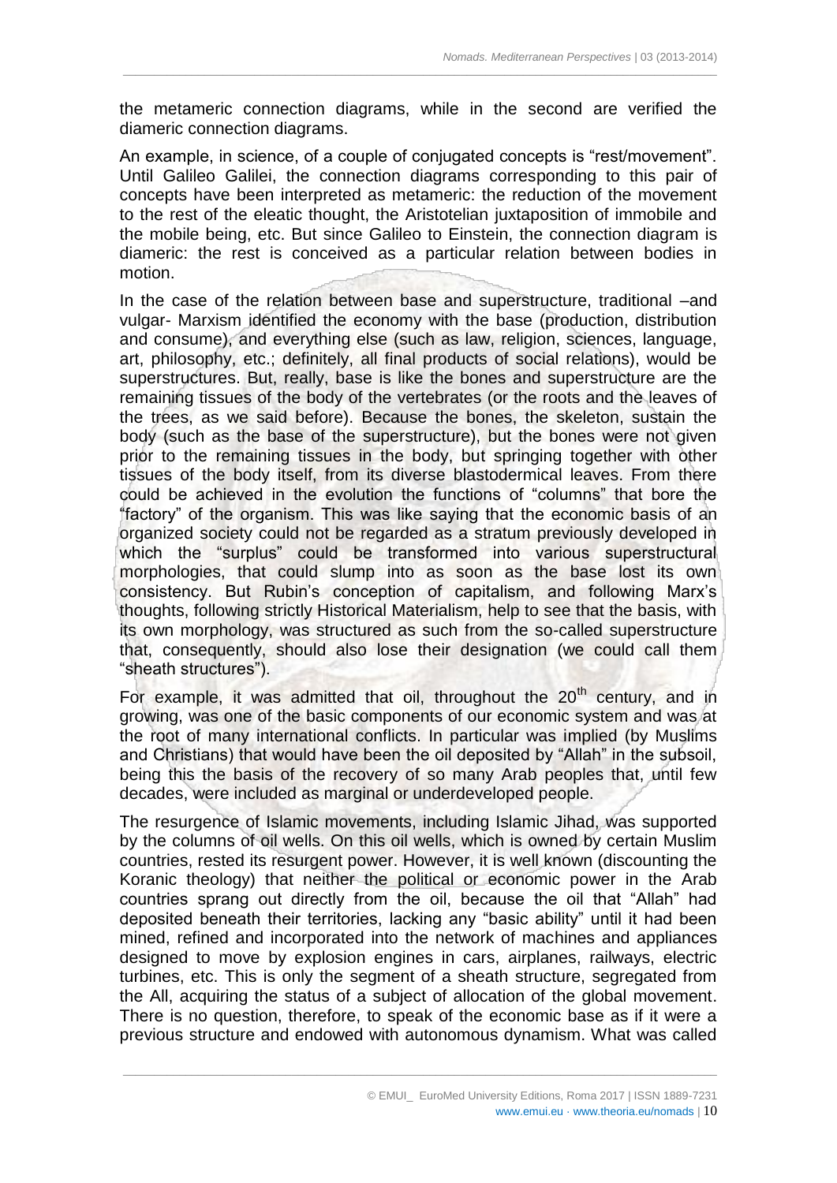the metameric connection diagrams, while in the second are verified the diameric connection diagrams.

An example, in science, of a couple of conjugated concepts is "rest/movement". Until Galileo Galilei, the connection diagrams corresponding to this pair of concepts have been interpreted as metameric: the reduction of the movement to the rest of the eleatic thought, the Aristotelian juxtaposition of immobile and the mobile being, etc. But since Galileo to Einstein, the connection diagram is diameric: the rest is conceived as a particular relation between bodies in motion.

In the case of the relation between base and superstructure, traditional –and vulgar- Marxism identified the economy with the base (production, distribution and consume), and everything else (such as law, religion, sciences, language, art, philosophy, etc.; definitely, all final products of social relations), would be superstructures. But, really, base is like the bones and superstructure are the remaining tissues of the body of the vertebrates (or the roots and the leaves of the trees, as we said before). Because the bones, the skeleton, sustain the body (such as the base of the superstructure), but the bones were not given prior to the remaining tissues in the body, but springing together with other tissues of the body itself, from its diverse blastodermical leaves. From there could be achieved in the evolution the functions of "columns" that bore the "factory" of the organism. This was like saying that the economic basis of an organized society could not be regarded as a stratum previously developed in which the "surplus" could be transformed into various superstructural morphologies, that could slump into as soon as the base lost its own consistency. But Rubin's conception of capitalism, and following Marx's thoughts, following strictly Historical Materialism, help to see that the basis, with its own morphology, was structured as such from the so-called superstructure that, consequently, should also lose their designation (we could call them "sheath structures").

For example, it was admitted that oil, throughout the 20th century, and in growing, was one of the basic components of our economic system and was at the root of many international conflicts. In particular was implied (by Muslims and Christians) that would have been the oil deposited by "Allah" in the subsoil, being this the basis of the recovery of so many Arab peoples that, until few decades, were included as marginal or underdeveloped people.

The resurgence of Islamic movements, including Islamic Jihad, was supported by the columns of oil wells. On this oil wells, which is owned by certain Muslim countries, rested its resurgent power. However, it is well known (discounting the Koranic theology) that neither the political or economic power in the Arab countries sprang out directly from the oil, because the oil that "Allah" had deposited beneath their territories, lacking any "basic ability" until it had been mined, refined and incorporated into the network of machines and appliances designed to move by explosion engines in cars, airplanes, railways, electric turbines, etc. This is only the segment of a sheath structure, segregated from the All, acquiring the status of a subject of allocation of the global movement. There is no question, therefore, to speak of the economic base as if it were a previous structure and endowed with autonomous dynamism. What was called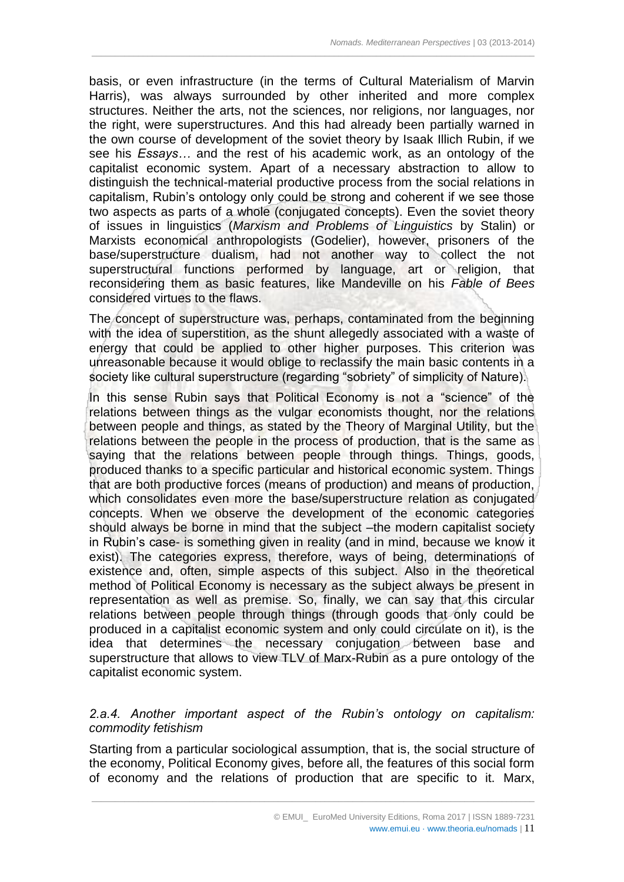basis, or even infrastructure (in the terms of Cultural Materialism of Marvin Harris), was always surrounded by other inherited and more complex structures. Neither the arts, not the sciences, nor religions, nor languages, nor the right, were superstructures. And this had already been partially warned in the own course of development of the soviet theory by Isaak Illich Rubin, if we see his *Essays*… and the rest of his academic work, as an ontology of the capitalist economic system. Apart of a necessary abstraction to allow to distinguish the technical-material productive process from the social relations in capitalism, Rubin's ontology only could be strong and coherent if we see those two aspects as parts of a whole (conjugated concepts). Even the soviet theory of issues in linguistics (*Marxism and Problems of Linguistics* by Stalin) or Marxists economical anthropologists (Godelier), however, prisoners of the base/superstructure dualism, had not another way to collect the not superstructural functions performed by language, art or religion, that reconsidering them as basic features, like Mandeville on his *Fable of Bees* considered virtues to the flaws.

The concept of superstructure was, perhaps, contaminated from the beginning with the idea of superstition, as the shunt allegedly associated with a waste of energy that could be applied to other higher purposes. This criterion was unreasonable because it would oblige to reclassify the main basic contents in a society like cultural superstructure (regarding "sobriety" of simplicity of Nature).

In this sense Rubin says that Political Economy is not a "science" of the relations between things as the vulgar economists thought, nor the relations between people and things, as stated by the Theory of Marginal Utility, but the relations between the people in the process of production, that is the same as saying that the relations between people through things. Things, goods, produced thanks to a specific particular and historical economic system. Things that are both productive forces (means of production) and means of production, which consolidates even more the base/superstructure relation as conjugated concepts. When we observe the development of the economic categories should always be borne in mind that the subject –the modern capitalist society in Rubin's case- is something given in reality (and in mind, because we know it exist). The categories express, therefore, ways of being, determinations of existence and, often, simple aspects of this subject. Also in the theoretical method of Political Economy is necessary as the subject always be present in representation as well as premise. So, finally, we can say that this circular relations between people through things (through goods that only could be produced in a capitalist economic system and only could circulate on it), is the idea that determines the necessary conjugation between base and superstructure that allows to view TLV of Marx-Rubin as a pure ontology of the capitalist economic system.

#### *2.a.4. Another important aspect of the Rubin's ontology on capitalism: commodity fetishism*

Starting from a particular sociological assumption, that is, the social structure of the economy, Political Economy gives, before all, the features of this social form of economy and the relations of production that are specific to it. Marx,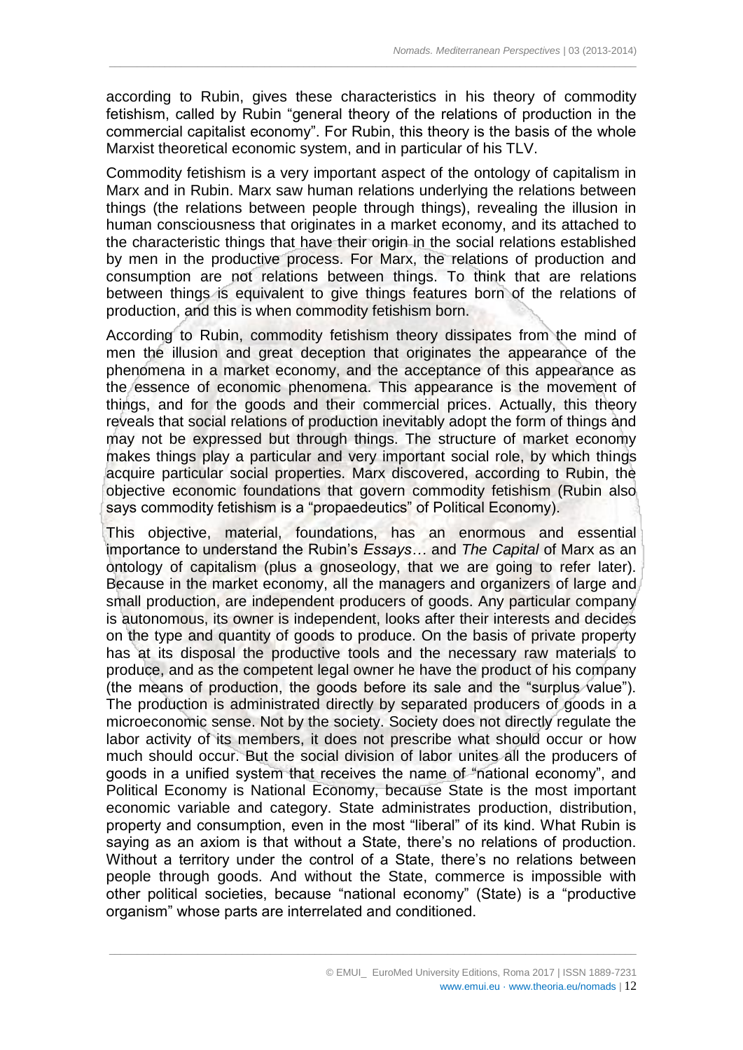according to Rubin, gives these characteristics in his theory of commodity fetishism, called by Rubin "general theory of the relations of production in the commercial capitalist economy". For Rubin, this theory is the basis of the whole Marxist theoretical economic system, and in particular of his TLV.

Commodity fetishism is a very important aspect of the ontology of capitalism in Marx and in Rubin. Marx saw human relations underlying the relations between things (the relations between people through things), revealing the illusion in human consciousness that originates in a market economy, and its attached to the characteristic things that have their origin in the social relations established by men in the productive process. For Marx, the relations of production and consumption are not relations between things. To think that are relations between things is equivalent to give things features born of the relations of production, and this is when commodity fetishism born.

According to Rubin, commodity fetishism theory dissipates from the mind of men the illusion and great deception that originates the appearance of the phenomena in a market economy, and the acceptance of this appearance as the essence of economic phenomena. This appearance is the movement of things, and for the goods and their commercial prices. Actually, this theory reveals that social relations of production inevitably adopt the form of things and may not be expressed but through things. The structure of market economy makes things play a particular and very important social role, by which things acquire particular social properties. Marx discovered, according to Rubin, the objective economic foundations that govern commodity fetishism (Rubin also says commodity fetishism is a "propaedeutics" of Political Economy).

This objective, material, foundations, has an enormous and essential importance to understand the Rubin's *Essays…* and *The Capital* of Marx as an ontology of capitalism (plus a gnoseology, that we are going to refer later). Because in the market economy, all the managers and organizers of large and small production, are independent producers of goods. Any particular company is autonomous, its owner is independent, looks after their interests and decides on the type and quantity of goods to produce. On the basis of private property has at its disposal the productive tools and the necessary raw materials to produce, and as the competent legal owner he have the product of his company (the means of production, the goods before its sale and the "surplus value"). The production is administrated directly by separated producers of goods in a microeconomic sense. Not by the society. Society does not directly regulate the labor activity of its members, it does not prescribe what should occur or how much should occur. But the social division of labor unites all the producers of goods in a unified system that receives the name of "national economy", and Political Economy is National Economy, because State is the most important economic variable and category. State administrates production, distribution, property and consumption, even in the most "liberal" of its kind. What Rubin is saying as an axiom is that without a State, there's no relations of production. Without a territory under the control of a State, there's no relations between people through goods. And without the State, commerce is impossible with other political societies, because "national economy" (State) is a "productive organism" whose parts are interrelated and conditioned.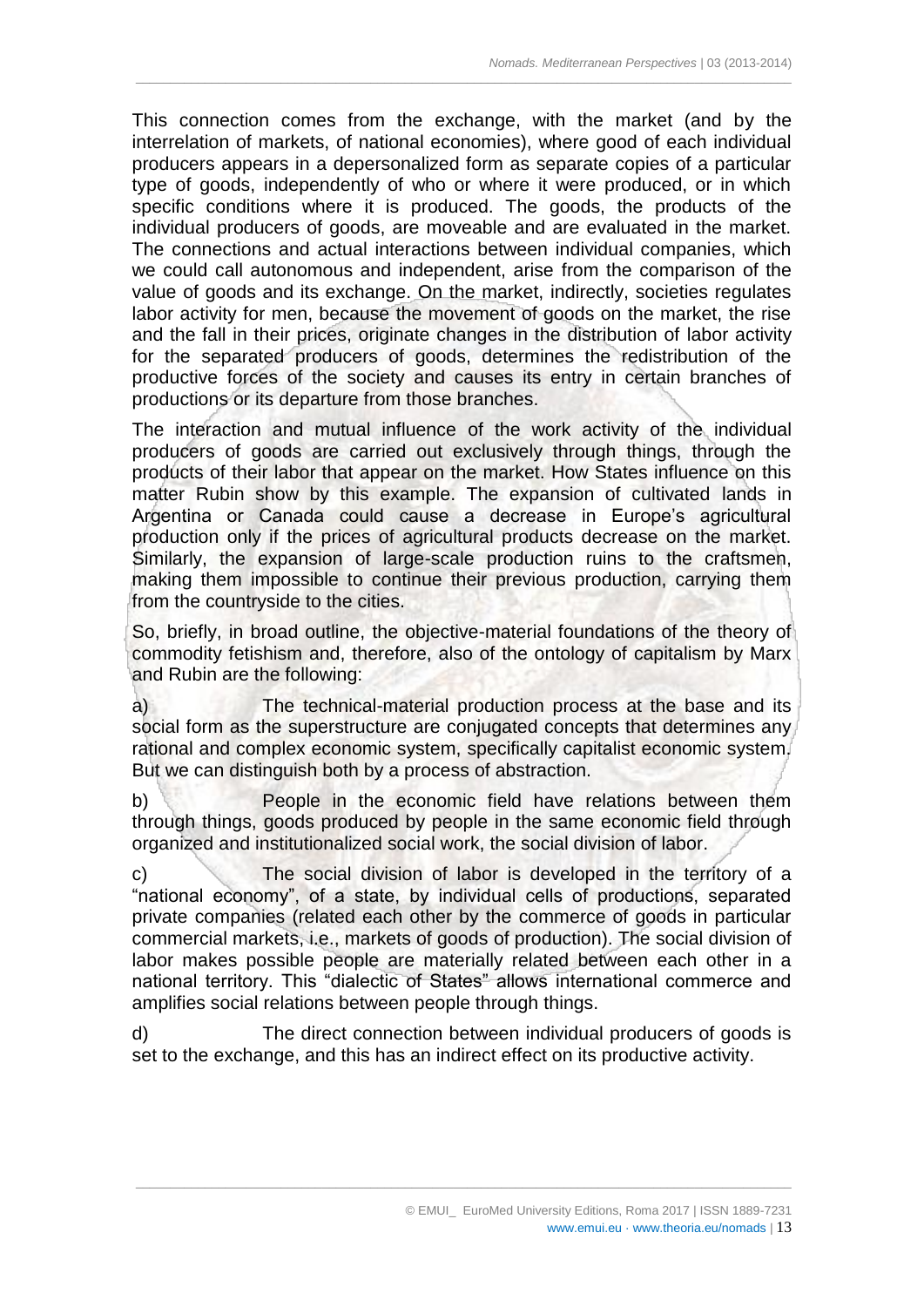This connection comes from the exchange, with the market (and by the interrelation of markets, of national economies), where good of each individual producers appears in a depersonalized form as separate copies of a particular type of goods, independently of who or where it were produced, or in which specific conditions where it is produced. The goods, the products of the individual producers of goods, are moveable and are evaluated in the market. The connections and actual interactions between individual companies, which we could call autonomous and independent, arise from the comparison of the value of goods and its exchange. On the market, indirectly, societies regulates labor activity for men, because the movement of goods on the market, the rise and the fall in their prices, originate changes in the distribution of labor activity for the separated producers of goods, determines the redistribution of the productive forces of the society and causes its entry in certain branches of productions or its departure from those branches.

The interaction and mutual influence of the work activity of the individual producers of goods are carried out exclusively through things, through the products of their labor that appear on the market. How States influence on this matter Rubin show by this example. The expansion of cultivated lands in Argentina or Canada could cause a decrease in Europe's agricultural production only if the prices of agricultural products decrease on the market. Similarly, the expansion of large-scale production ruins to the craftsmen, making them impossible to continue their previous production, carrying them from the countryside to the cities.

So, briefly, in broad outline, the objective-material foundations of the theory of commodity fetishism and, therefore, also of the ontology of capitalism by Marx and Rubin are the following:

a) The technical-material production process at the base and its social form as the superstructure are conjugated concepts that determines any rational and complex economic system, specifically capitalist economic system. But we can distinguish both by a process of abstraction.

b) People in the economic field have relations between them through things, goods produced by people in the same economic field through organized and institutionalized social work, the social division of labor.

c) The social division of labor is developed in the territory of a "national economy", of a state, by individual cells of productions, separated private companies (related each other by the commerce of goods in particular commercial markets, i.e., markets of goods of production). The social division of labor makes possible people are materially related between each other in a national territory. This "dialectic of States" allows international commerce and amplifies social relations between people through things.

d) The direct connection between individual producers of goods is set to the exchange, and this has an indirect effect on its productive activity.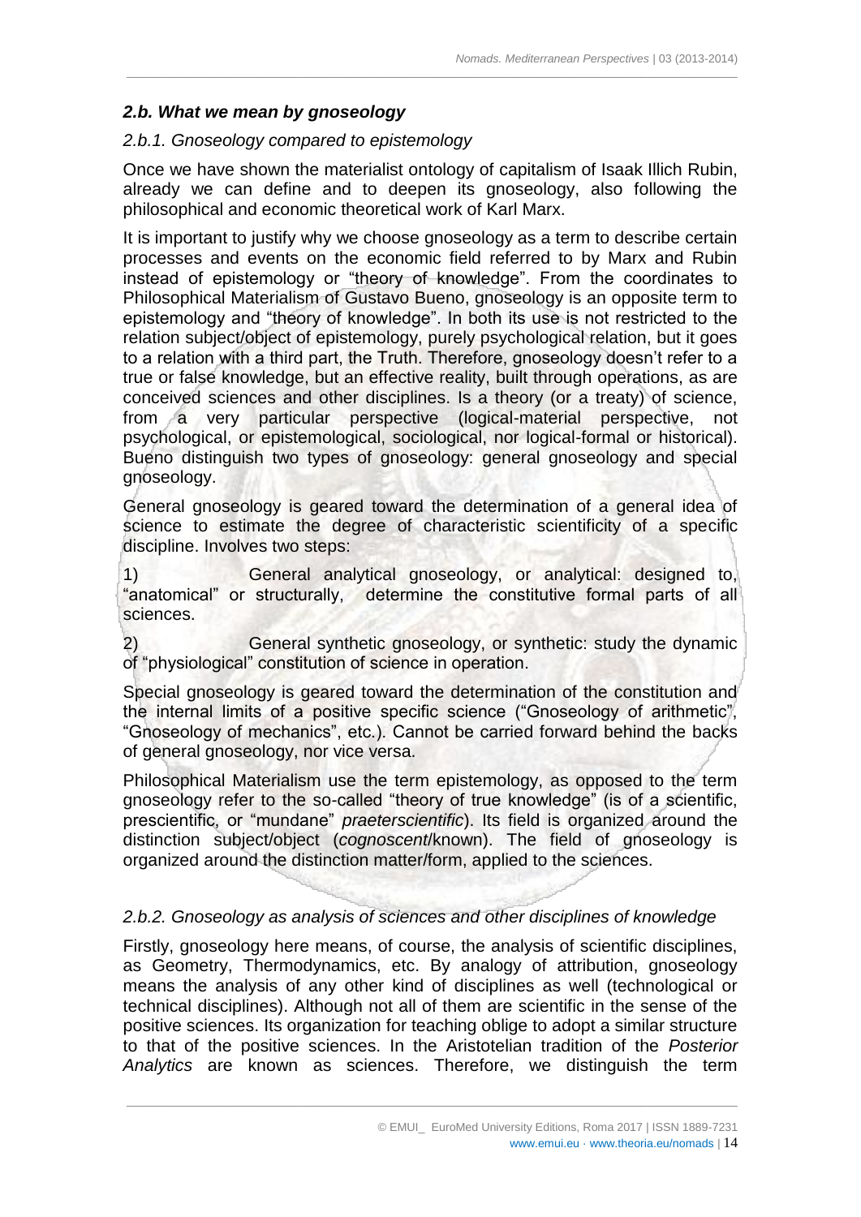### *2.b. What we mean by gnoseology*

#### *2.b.1. Gnoseology compared to epistemology*

Once we have shown the materialist ontology of capitalism of Isaak Illich Rubin, already we can define and to deepen its gnoseology, also following the philosophical and economic theoretical work of Karl Marx.

It is important to justify why we choose gnoseology as a term to describe certain processes and events on the economic field referred to by Marx and Rubin instead of epistemology or "theory of knowledge". From the coordinates to Philosophical Materialism of Gustavo Bueno, gnoseology is an opposite term to epistemology and "theory of knowledge". In both its use is not restricted to the relation subject/object of epistemology, purely psychological relation, but it goes to a relation with a third part, the Truth. Therefore, gnoseology doesn't refer to a true or false knowledge, but an effective reality, built through operations, as are conceived sciences and other disciplines. Is a theory (or a treaty) of science, from a very particular perspective (logical-material perspective, not psychological, or epistemological, sociological, nor logical-formal or historical). Bueno distinguish two types of gnoseology: general gnoseology and special gnoseology.

General gnoseology is geared toward the determination of a general idea of science to estimate the degree of characteristic scientificity of a specific discipline. Involves two steps:

1) General analytical gnoseology, or analytical: designed to, "anatomical" or structurally, determine the constitutive formal parts of all sciences.

2) General synthetic gnoseology, or synthetic: study the dynamic of "physiological" constitution of science in operation.

Special gnoseology is geared toward the determination of the constitution and the internal limits of a positive specific science ("Gnoseology of arithmetic", "Gnoseology of mechanics", etc.). Cannot be carried forward behind the backs of general gnoseology, nor vice versa.

Philosophical Materialism use the term epistemology, as opposed to the term gnoseology refer to the so-called "theory of true knowledge" (is of a scientific, prescientific, or "mundane" *praeterscientific*). Its field is organized around the distinction subject/object (*cognoscent*/known). The field of gnoseology is organized around the distinction matter/form, applied to the sciences.

#### *2.b.2. Gnoseology as analysis of sciences and other disciplines of knowledge*

Firstly, gnoseology here means, of course, the analysis of scientific disciplines, as Geometry, Thermodynamics, etc. By analogy of attribution, gnoseology means the analysis of any other kind of disciplines as well (technological or technical disciplines). Although not all of them are scientific in the sense of the positive sciences. Its organization for teaching oblige to adopt a similar structure to that of the positive sciences. In the Aristotelian tradition of the *Posterior Analytics* are known as sciences. Therefore, we distinguish the term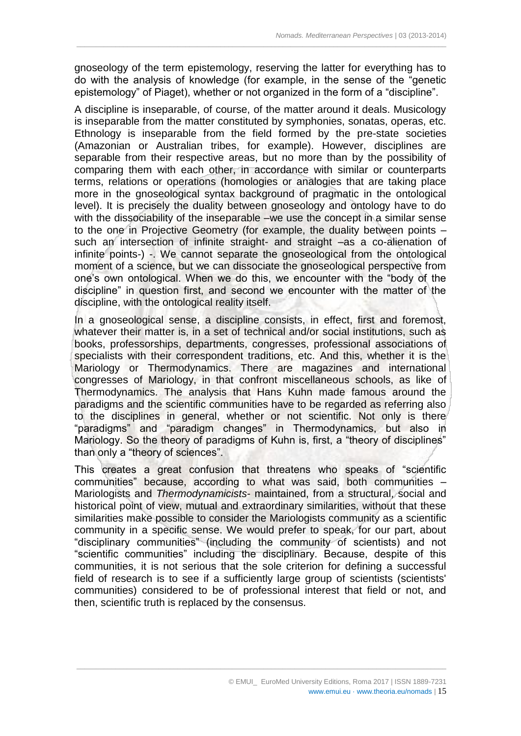gnoseology of the term epistemology, reserving the latter for everything has to do with the analysis of knowledge (for example, in the sense of the "genetic epistemology" of Piaget), whether or not organized in the form of a "discipline".

A discipline is inseparable, of course, of the matter around it deals. Musicology is inseparable from the matter constituted by symphonies, sonatas, operas, etc. Ethnology is inseparable from the field formed by the pre-state societies (Amazonian or Australian tribes, for example). However, disciplines are separable from their respective areas, but no more than by the possibility of comparing them with each other, in accordance with similar or counterparts terms, relations or operations (homologies or analogies that are taking place more in the gnoseological syntax background of pragmatic in the ontological level). It is precisely the duality between gnoseology and ontology have to do with the dissociability of the inseparable –we use the concept in a similar sense to the one in Projective Geometry (for example, the duality between points – such an intersection of infinite straight- and straight –as a co-alienation of infinite points-) -. We cannot separate the gnoseological from the ontological moment of a science, but we can dissociate the gnoseological perspective from one's own ontological. When we do this, we encounter with the "body of the discipline" in question first, and second we encounter with the matter of the discipline, with the ontological reality itself.

In a gnoseological sense, a discipline consists, in effect, first and foremost, whatever their matter is, in a set of technical and/or social institutions, such as books, professorships, departments, congresses, professional associations of specialists with their correspondent traditions, etc. And this, whether it is the Mariology or Thermodynamics. There are magazines and international congresses of Mariology, in that confront miscellaneous schools, as like of Thermodynamics. The analysis that Hans Kuhn made famous around the paradigms and the scientific communities have to be regarded as referring also to the disciplines in general, whether or not scientific. Not only is there "paradigms" and "paradigm changes" in Thermodynamics, but also in Mariology. So the theory of paradigms of Kuhn is, first, a "theory of disciplines" than only a "theory of sciences".

This creates a great confusion that threatens who speaks of "scientific communities" because, according to what was said, both communities – Mariologists and *Thermodynamicists*- maintained, from a structural, social and historical point of view, mutual and extraordinary similarities, without that these similarities make possible to consider the Mariologists community as a scientific community in a specific sense. We would prefer to speak, for our part, about "disciplinary communities" (including the community of scientists) and not "scientific communities" including the disciplinary. Because, despite of this communities, it is not serious that the sole criterion for defining a successful field of research is to see if a sufficiently large group of scientists (scientists' communities) considered to be of professional interest that field or not, and then, scientific truth is replaced by the consensus.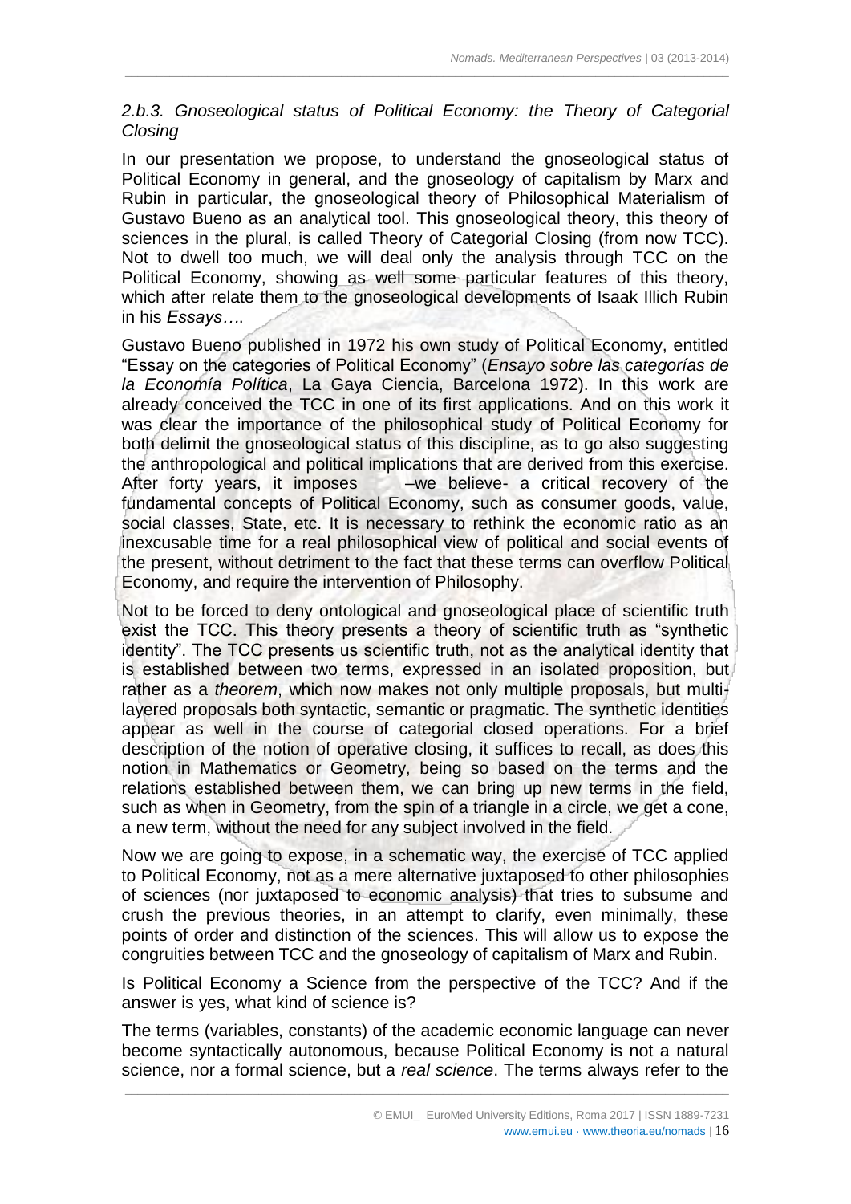*2.b.3. Gnoseological status of Political Economy: the Theory of Categorial Closing*

In our presentation we propose, to understand the gnoseological status of Political Economy in general, and the gnoseology of capitalism by Marx and Rubin in particular, the gnoseological theory of Philosophical Materialism of Gustavo Bueno as an analytical tool. This gnoseological theory, this theory of sciences in the plural, is called Theory of Categorial Closing (from now TCC). Not to dwell too much, we will deal only the analysis through TCC on the Political Economy, showing as well some particular features of this theory, which after relate them to the gnoseological developments of Isaak Illich Rubin in his *Essays*….

Gustavo Bueno published in 1972 his own study of Political Economy, entitled "Essay on the categories of Political Economy" (*Ensayo sobre las categorías de la Economía Política*, La Gaya Ciencia, Barcelona 1972). In this work are already conceived the TCC in one of its first applications. And on this work it was clear the importance of the philosophical study of Political Economy for both delimit the gnoseological status of this discipline, as to go also suggesting the anthropological and political implications that are derived from this exercise. After forty years, it imposes –we believe- a critical recovery of the fundamental concepts of Political Economy, such as consumer goods, value, social classes, State, etc. It is necessary to rethink the economic ratio as an inexcusable time for a real philosophical view of political and social events of the present, without detriment to the fact that these terms can overflow Political Economy, and require the intervention of Philosophy.

Not to be forced to deny ontological and gnoseological place of scientific truth exist the TCC. This theory presents a theory of scientific truth as "synthetic identity". The TCC presents us scientific truth, not as the analytical identity that is established between two terms, expressed in an isolated proposition, but rather as a *theorem*, which now makes not only multiple proposals, but multi-layered proposals both syntactic, semantic or pragmatic. The synthetic identities appear as well in the course of categorial closed operations. For a brief description of the notion of operative closing, it suffices to recall, as does this notion in Mathematics or Geometry, being so based on the terms and the relations established between them, we can bring up new terms in the field, such as when in Geometry, from the spin of a triangle in a circle, we get a cone, a new term, without the need for any subject involved in the field.

Now we are going to expose, in a schematic way, the exercise of TCC applied to Political Economy, not as a mere alternative juxtaposed to other philosophies of sciences (nor juxtaposed to economic analysis) that tries to subsume and crush the previous theories, in an attempt to clarify, even minimally, these points of order and distinction of the sciences. This will allow us to expose the congruities between TCC and the gnoseology of capitalism of Marx and Rubin.

Is Political Economy a Science from the perspective of the TCC? And if the answer is yes, what kind of science is?

The terms (variables, constants) of the academic economic language can never become syntactically autonomous, because Political Economy is not a natural science, nor a formal science, but a *real science*. The terms always refer to the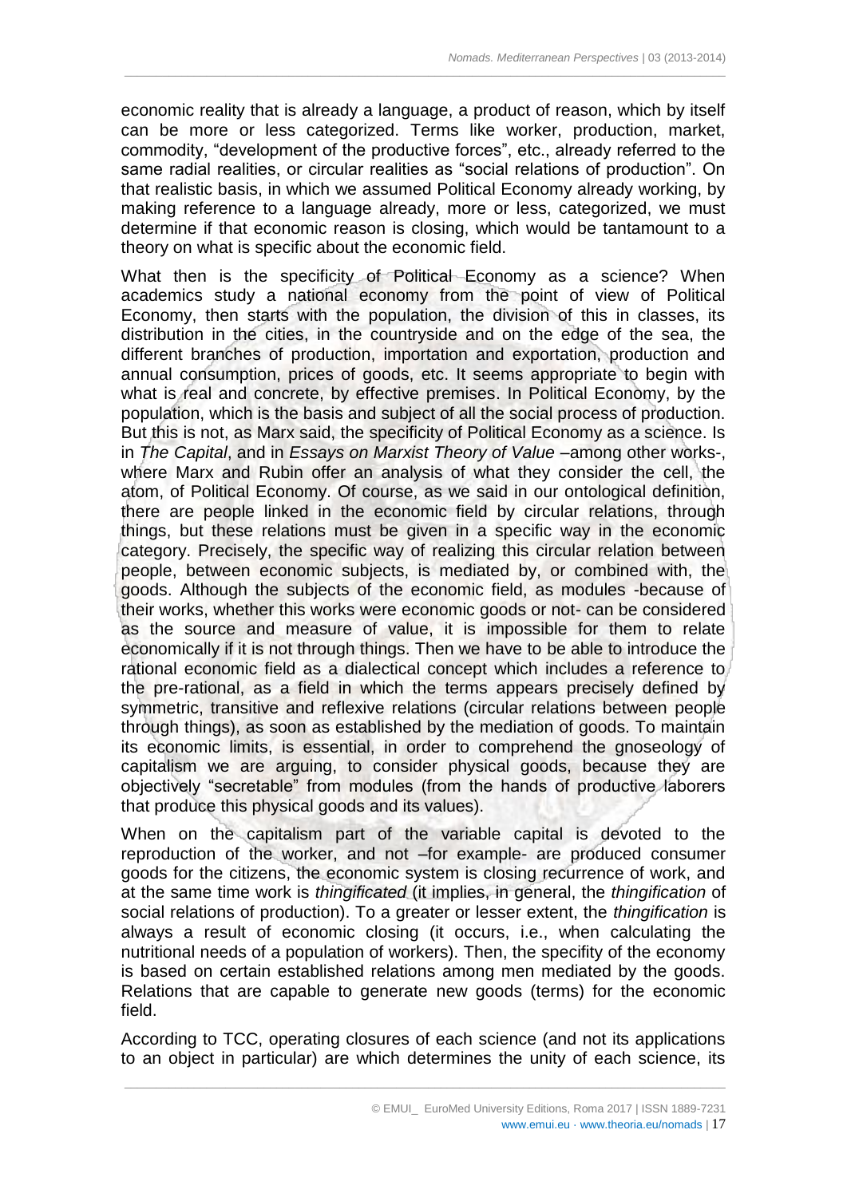economic reality that is already a language, a product of reason, which by itself can be more or less categorized. Terms like worker, production, market, commodity, "development of the productive forces", etc., already referred to the same radial realities, or circular realities as "social relations of production". On that realistic basis, in which we assumed Political Economy already working, by making reference to a language already, more or less, categorized, we must determine if that economic reason is closing, which would be tantamount to a theory on what is specific about the economic field.

What then is the specificity of Political Economy as a science? When academics study a national economy from the point of view of Political Economy, then starts with the population, the division of this in classes, its distribution in the cities, in the countryside and on the edge of the sea, the different branches of production, importation and exportation, production and annual consumption, prices of goods, etc. It seems appropriate to begin with what is real and concrete, by effective premises. In Political Economy, by the population, which is the basis and subject of all the social process of production. But this is not, as Marx said, the specificity of Political Economy as a science. Is in *The Capital*, and in *Essays on Marxist Theory of Value* –among other works-, where Marx and Rubin offer an analysis of what they consider the cell, the atom, of Political Economy. Of course, as we said in our ontological definition, there are people linked in the economic field by circular relations, through things, but these relations must be given in a specific way in the economic category. Precisely, the specific way of realizing this circular relation between people, between economic subjects, is mediated by, or combined with, the goods. Although the subjects of the economic field, as modules -because of their works, whether this works were economic goods or not- can be considered as the source and measure of value, it is impossible for them to relate economically if it is not through things. Then we have to be able to introduce the rational economic field as a dialectical concept which includes a reference to the pre-rational, as a field in which the terms appears precisely defined by symmetric, transitive and reflexive relations (circular relations between people through things), as soon as established by the mediation of goods. To maintain its economic limits, is essential, in order to comprehend the gnoseology of capitalism we are arguing, to consider physical goods, because they are objectively "secretable" from modules (from the hands of productive laborers that produce this physical goods and its values).

When on the capitalism part of the variable capital is devoted to the reproduction of the worker, and not –for example- are produced consumer goods for the citizens, the economic system is closing recurrence of work, and at the same time work is *thingificated* (it implies, in general, the *thingification* of social relations of production). To a greater or lesser extent, the *thingification* is always a result of economic closing (it occurs, i.e., when calculating the nutritional needs of a population of workers). Then, the specifity of the economy is based on certain established relations among men mediated by the goods. Relations that are capable to generate new goods (terms) for the economic field.

According to TCC, operating closures of each science (and not its applications to an object in particular) are which determines the unity of each science, its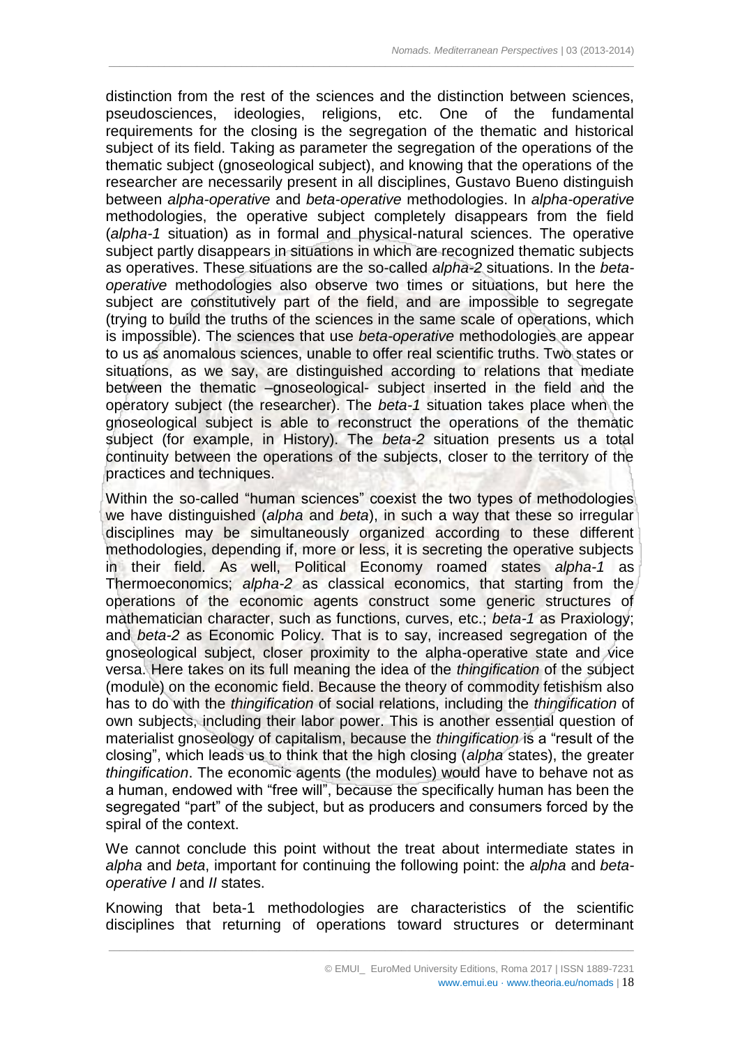distinction from the rest of the sciences and the distinction between sciences, pseudosciences, ideologies, religions, etc. One of the fundamental requirements for the closing is the segregation of the thematic and historical subject of its field. Taking as parameter the segregation of the operations of the thematic subject (gnoseological subject), and knowing that the operations of the researcher are necessarily present in all disciplines, Gustavo Bueno distinguish between *alpha-operative* and *beta-operative* methodologies. In *alpha-operative* methodologies, the operative subject completely disappears from the field (*alpha-1* situation) as in formal and physical-natural sciences. The operative subject partly disappears in situations in which are recognized thematic subjects as operatives. These situations are the so-called *alpha-2* situations. In the *beta-operative* methodologies also observe two times or situations, but here the subject are constitutively part of the field, and are impossible to segregate (trying to build the truths of the sciences in the same scale of operations, which is impossible). The sciences that use *beta-operative* methodologies are appear to us as anomalous sciences, unable to offer real scientific truths. Two states or situations, as we say, are distinguished according to relations that mediate between the thematic –gnoseological- subject inserted in the field and the operatory subject (the researcher). The *beta-1* situation takes place when the gnoseological subject is able to reconstruct the operations of the thematic subject (for example, in History). The *beta-2* situation presents us a total continuity between the operations of the subjects, closer to the territory of the practices and techniques.

Within the so-called "human sciences" coexist the two types of methodologies we have distinguished (*alpha* and *beta*), in such a way that these so irregular disciplines may be simultaneously organized according to these different methodologies, depending if, more or less, it is secreting the operative subjects in their field. As well, Political Economy roamed states *alpha-1* as Thermoeconomics; *alpha-2* as classical economics, that starting from the operations of the economic agents construct some generic structures of mathematician character, such as functions, curves, etc.; *beta-1* as Praxiology; and *beta-2* as Economic Policy. That is to say, increased segregation of the gnoseological subject, closer proximity to the alpha-operative state and vice versa. Here takes on its full meaning the idea of the *thingification* of the subject (module) on the economic field. Because the theory of commodity fetishism also has to do with the *thingification* of social relations, including the *thingification* of own subjects, including their labor power. This is another essential question of materialist gnoseology of capitalism, because the *thingification* is a "result of the closing", which leads us to think that the high closing (*alpha* states), the greater *thingification*. The economic agents (the modules) would have to behave not as a human, endowed with "free will", because the specifically human has been the segregated "part" of the subject, but as producers and consumers forced by the spiral of the context.

We cannot conclude this point without the treat about intermediate states in *alpha* and *beta*, important for continuing the following point: the *alpha* and *beta-operative I* and *II* states.

Knowing that beta-1 methodologies are characteristics of the scientific disciplines that returning of operations toward structures or determinant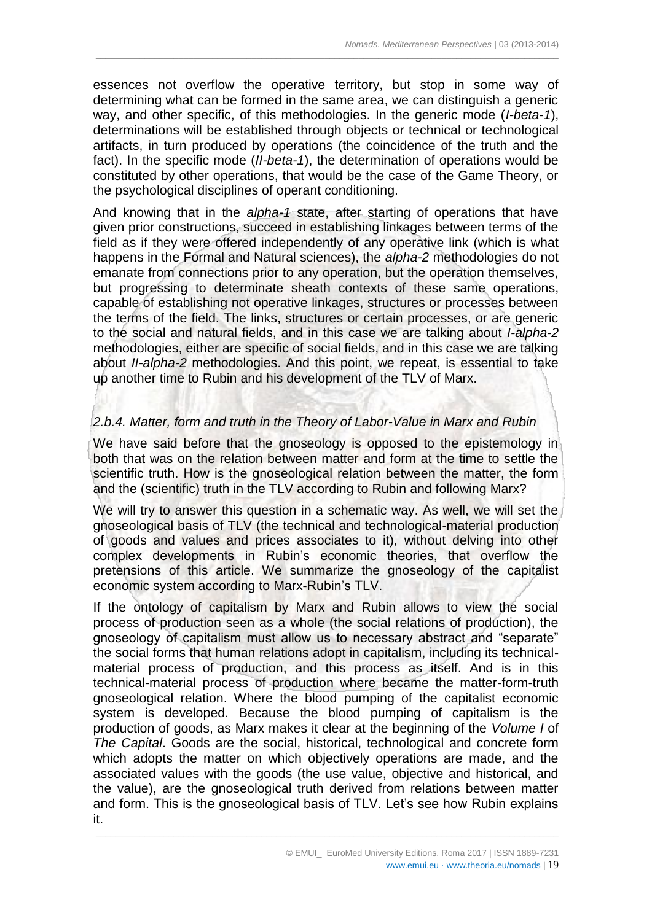essences not overflow the operative territory, but stop in some way of determining what can be formed in the same area, we can distinguish a generic way, and other specific, of this methodologies. In the generic mode (*I-beta-1*), determinations will be established through objects or technical or technological artifacts, in turn produced by operations (the coincidence of the truth and the fact). In the specific mode (*II-beta-1*), the determination of operations would be constituted by other operations, that would be the case of the Game Theory, or the psychological disciplines of operant conditioning.

And knowing that in the *alpha-1* state, after starting of operations that have given prior constructions, succeed in establishing linkages between terms of the field as if they were offered independently of any operative link (which is what happens in the Formal and Natural sciences), the *alpha-2* methodologies do not emanate from connections prior to any operation, but the operation themselves, but progressing to determinate sheath contexts of these same operations, capable of establishing not operative linkages, structures or processes between the terms of the field. The links, structures or certain processes, or are generic to the social and natural fields, and in this case we are talking about *I-alpha-2* methodologies, either are specific of social fields, and in this case we are talking about *II-alpha-2* methodologies. And this point, we repeat, is essential to take up another time to Rubin and his development of the TLV of Marx.

### *2.b.4. Matter, form and truth in the Theory of Labor-Value in Marx and Rubin*

We have said before that the gnoseology is opposed to the epistemology in both that was on the relation between matter and form at the time to settle the scientific truth. How is the gnoseological relation between the matter, the form and the (scientific) truth in the TLV according to Rubin and following Marx?

We will try to answer this question in a schematic way. As well, we will set the gnoseological basis of TLV (the technical and technological-material production of goods and values and prices associates to it), without delving into other complex developments in Rubin's economic theories, that overflow the pretensions of this article. We summarize the gnoseology of the capitalist economic system according to Marx-Rubin's TLV.

If the ontology of capitalism by Marx and Rubin allows to view the social process of production seen as a whole (the social relations of production), the gnoseology of capitalism must allow us to necessary abstract and "separate" the social forms that human relations adopt in capitalism, including its technical-material process of production, and this process as itself. And is in this technical-material process of production where became the matter-form-truth gnoseological relation. Where the blood pumping of the capitalist economic system is developed. Because the blood pumping of capitalism is the production of goods, as Marx makes it clear at the beginning of the *Volume I* of *The Capital*. Goods are the social, historical, technological and concrete form which adopts the matter on which objectively operations are made, and the associated values with the goods (the use value, objective and historical, and the value), are the gnoseological truth derived from relations between matter and form. This is the gnoseological basis of TLV. Let's see how Rubin explains it.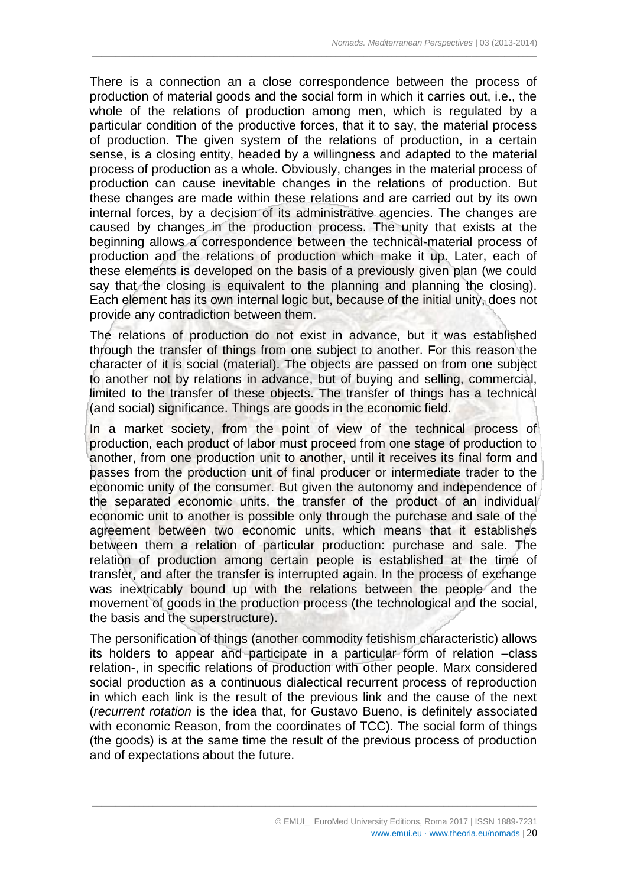There is a connection an a close correspondence between the process of production of material goods and the social form in which it carries out, i.e., the whole of the relations of production among men, which is regulated by a particular condition of the productive forces, that it to say, the material process of production. The given system of the relations of production, in a certain sense, is a closing entity, headed by a willingness and adapted to the material process of production as a whole. Obviously, changes in the material process of production can cause inevitable changes in the relations of production. But these changes are made within these relations and are carried out by its own internal forces, by a decision of its administrative agencies. The changes are caused by changes in the production process. The unity that exists at the beginning allows a correspondence between the technical-material process of production and the relations of production which make it up. Later, each of these elements is developed on the basis of a previously given plan (we could say that the closing is equivalent to the planning and planning the closing). Each element has its own internal logic but, because of the initial unity, does not provide any contradiction between them.

The relations of production do not exist in advance, but it was established through the transfer of things from one subject to another. For this reason the character of it is social (material). The objects are passed on from one subject to another not by relations in advance, but of buying and selling, commercial, limited to the transfer of these objects. The transfer of things has a technical (and social) significance. Things are goods in the economic field.

In a market society, from the point of view of the technical process of production, each product of labor must proceed from one stage of production to another, from one production unit to another, until it receives its final form and passes from the production unit of final producer or intermediate trader to the economic unity of the consumer. But given the autonomy and independence of the separated economic units, the transfer of the product of an individual economic unit to another is possible only through the purchase and sale of the agreement between two economic units, which means that it establishes between them a relation of particular production: purchase and sale. The relation of production among certain people is established at the time of transfer, and after the transfer is interrupted again. In the process of exchange was inextricably bound up with the relations between the people and the movement of goods in the production process (the technological and the social, the basis and the superstructure).

The personification of things (another commodity fetishism characteristic) allows its holders to appear and participate in a particular form of relation –class relation-, in specific relations of production with other people. Marx considered social production as a continuous dialectical recurrent process of reproduction in which each link is the result of the previous link and the cause of the next (*recurrent rotation* is the idea that, for Gustavo Bueno, is definitely associated with economic Reason, from the coordinates of TCC). The social form of things (the goods) is at the same time the result of the previous process of production and of expectations about the future.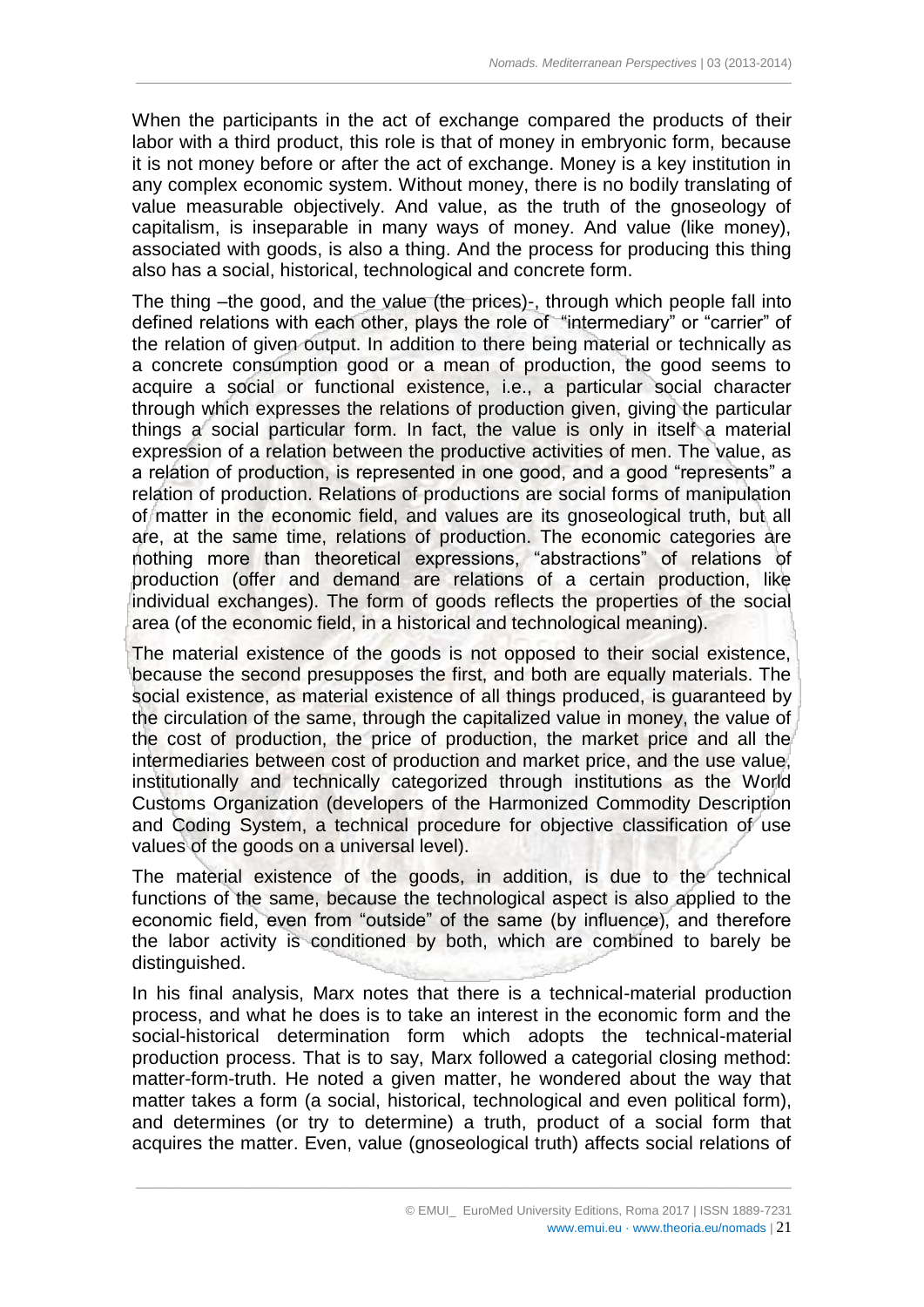When the participants in the act of exchange compared the products of their labor with a third product, this role is that of money in embryonic form, because it is not money before or after the act of exchange. Money is a key institution in any complex economic system. Without money, there is no bodily translating of value measurable objectively. And value, as the truth of the gnoseology of capitalism, is inseparable in many ways of money. And value (like money), associated with goods, is also a thing. And the process for producing this thing also has a social, historical, technological and concrete form.

The thing –the good, and the value (the prices)-, through which people fall into defined relations with each other, plays the role of "intermediary" or "carrier" of the relation of given output. In addition to there being material or technically as a concrete consumption good or a mean of production, the good seems to acquire a social or functional existence, i.e., a particular social character through which expresses the relations of production given, giving the particular things a social particular form. In fact, the value is only in itself a material expression of a relation between the productive activities of men. The value, as a relation of production, is represented in one good, and a good "represents" a relation of production. Relations of productions are social forms of manipulation of matter in the economic field, and values are its gnoseological truth, but all are, at the same time, relations of production. The economic categories are nothing more than theoretical expressions, "abstractions" of relations of production (offer and demand are relations of a certain production, like individual exchanges). The form of goods reflects the properties of the social area (of the economic field, in a historical and technological meaning).

The material existence of the goods is not opposed to their social existence, because the second presupposes the first, and both are equally materials. The social existence, as material existence of all things produced, is guaranteed by the circulation of the same, through the capitalized value in money, the value of the cost of production, the price of production, the market price and all the intermediaries between cost of production and market price, and the use value, institutionally and technically categorized through institutions as the World Customs Organization (developers of the Harmonized Commodity Description and Coding System, a technical procedure for objective classification of use values of the goods on a universal level).

The material existence of the goods, in addition, is due to the technical functions of the same, because the technological aspect is also applied to the economic field, even from "outside" of the same (by influence), and therefore the labor activity is conditioned by both, which are combined to barely be distinguished.

In his final analysis, Marx notes that there is a technical-material production process, and what he does is to take an interest in the economic form and the social-historical determination form which adopts the technical-material production process. That is to say, Marx followed a categorial closing method: matter-form-truth. He noted a given matter, he wondered about the way that matter takes a form (a social, historical, technological and even political form), and determines (or try to determine) a truth, product of a social form that acquires the matter. Even, value (gnoseological truth) affects social relations of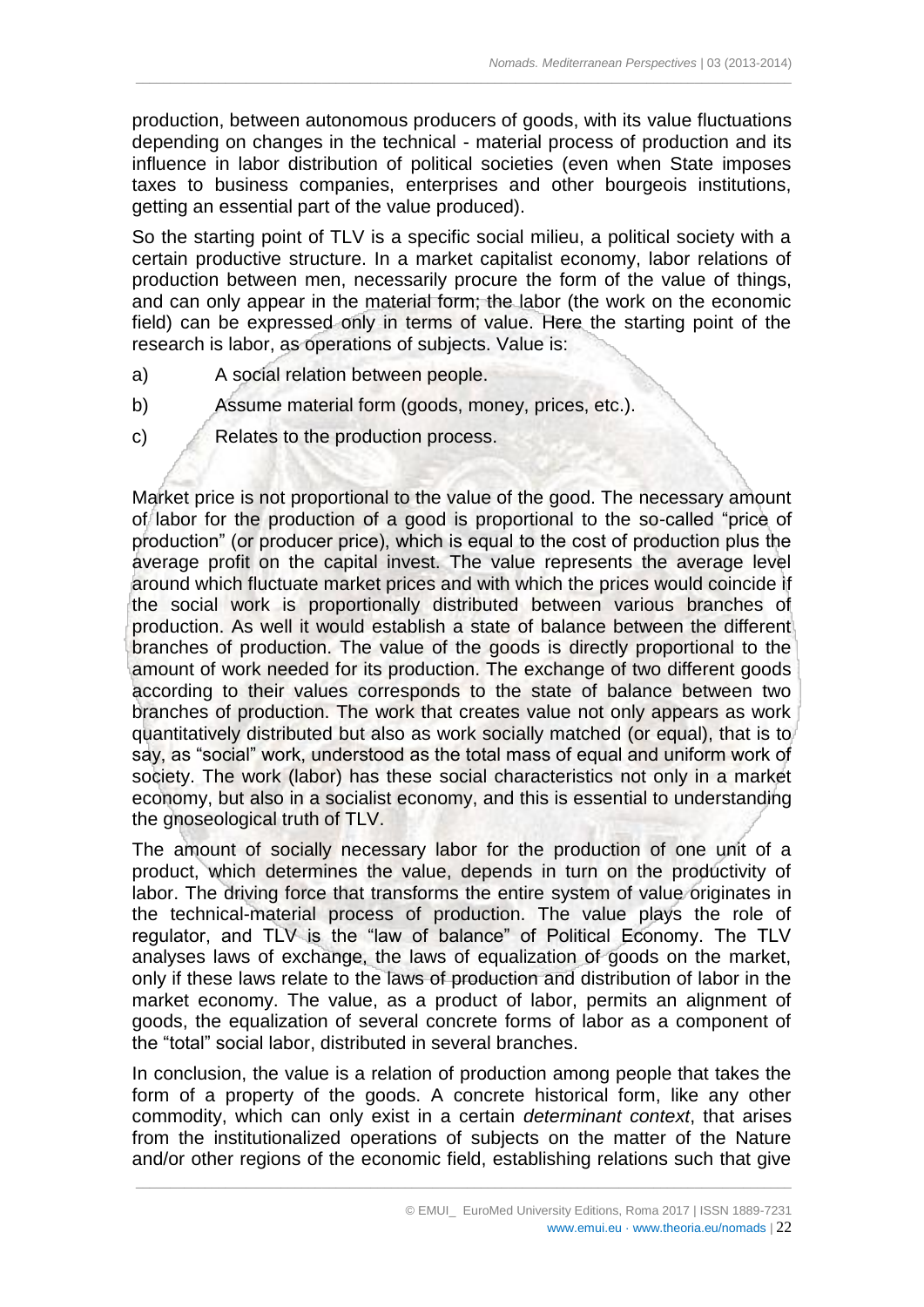production, between autonomous producers of goods, with its value fluctuations depending on changes in the technical - material process of production and its influence in labor distribution of political societies (even when State imposes taxes to business companies, enterprises and other bourgeois institutions, getting an essential part of the value produced).

So the starting point of TLV is a specific social milieu, a political society with a certain productive structure. In a market capitalist economy, labor relations of production between men, necessarily procure the form of the value of things, and can only appear in the material form; the labor (the work on the economic field) can be expressed only in terms of value. Here the starting point of the research is labor, as operations of subjects. Value is:

a) A social relation between people.

b) Assume material form (goods, money, prices, etc.).

c) Relates to the production process.

Market price is not proportional to the value of the good. The necessary amount of labor for the production of a good is proportional to the so-called "price of production" (or producer price), which is equal to the cost of production plus the average profit on the capital invest. The value represents the average level around which fluctuate market prices and with which the prices would coincide if the social work is proportionally distributed between various branches of production. As well it would establish a state of balance between the different branches of production. The value of the goods is directly proportional to the amount of work needed for its production. The exchange of two different goods according to their values corresponds to the state of balance between two branches of production. The work that creates value not only appears as work quantitatively distributed but also as work socially matched (or equal), that is to say, as "social" work, understood as the total mass of equal and uniform work of society. The work (labor) has these social characteristics not only in a market economy, but also in a socialist economy, and this is essential to understanding the gnoseological truth of TLV.

The amount of socially necessary labor for the production of one unit of a product, which determines the value, depends in turn on the productivity of labor. The driving force that transforms the entire system of value originates in the technical-material process of production. The value plays the role of regulator, and TLV is the "law of balance" of Political Economy. The TLV analyses laws of exchange, the laws of equalization of goods on the market, only if these laws relate to the laws of production and distribution of labor in the market economy. The value, as a product of labor, permits an alignment of goods, the equalization of several concrete forms of labor as a component of the "total" social labor, distributed in several branches.

In conclusion, the value is a relation of production among people that takes the form of a property of the goods. A concrete historical form, like any other commodity, which can only exist in a certain *determinant context*, that arises from the institutionalized operations of subjects on the matter of the Nature and/or other regions of the economic field, establishing relations such that give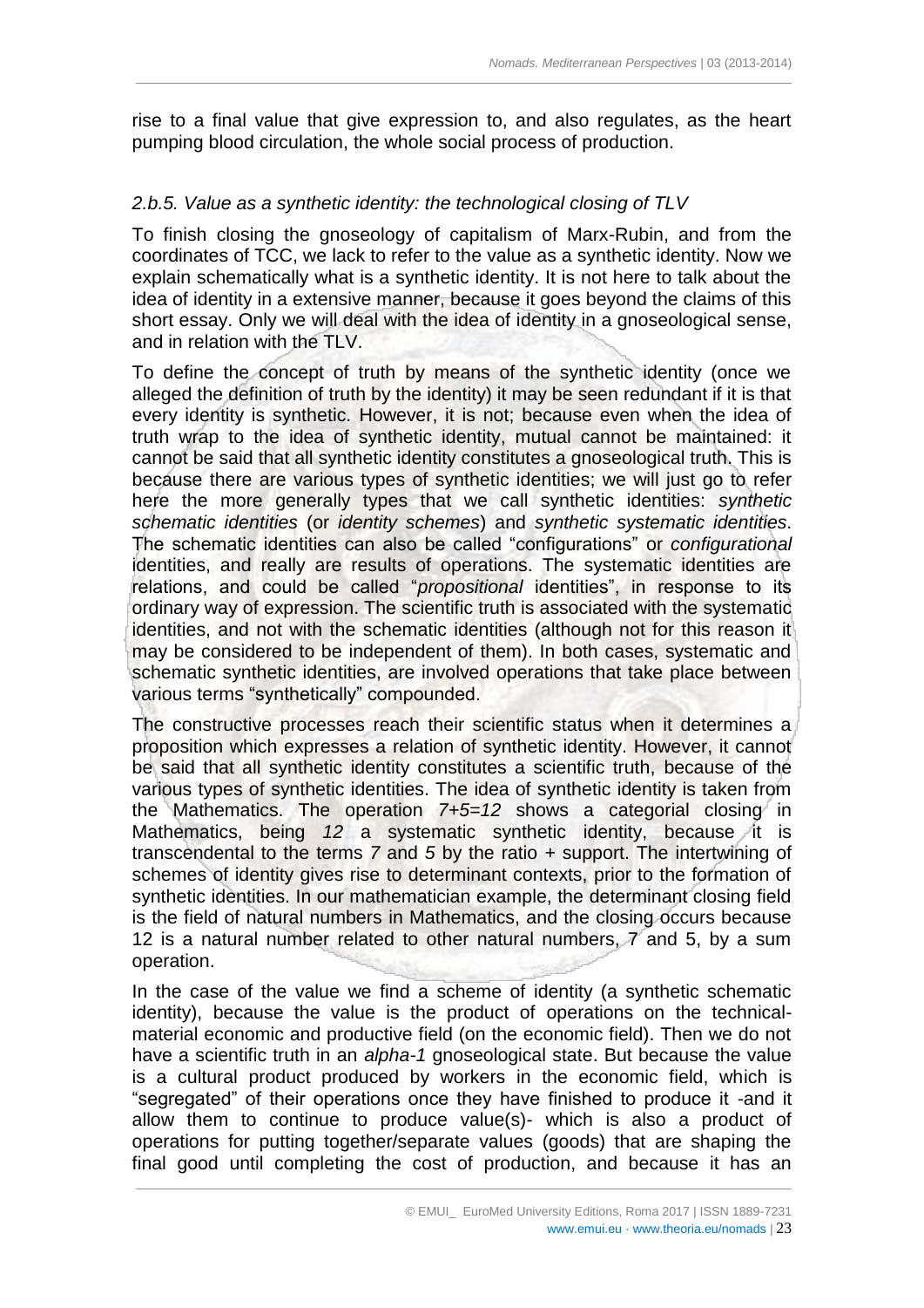rise to a final value that give expression to, and also regulates, as the heart pumping blood circulation, the whole social process of production.

### *2.b.5. Value as a synthetic identity: the technological closing of TLV*

To finish closing the gnoseology of capitalism of Marx-Rubin, and from the coordinates of TCC, we lack to refer to the value as a synthetic identity. Now we explain schematically what is a synthetic identity. It is not here to talk about the idea of identity in a extensive manner, because it goes beyond the claims of this short essay. Only we will deal with the idea of identity in a gnoseological sense, and in relation with the TLV.

To define the concept of truth by means of the synthetic identity (once we alleged the definition of truth by the identity) it may be seen redundant if it is that every identity is synthetic. However, it is not; because even when the idea of truth wrap to the idea of synthetic identity, mutual cannot be maintained: it cannot be said that all synthetic identity constitutes a gnoseological truth. This is because there are various types of synthetic identities; we will just go to refer here the more generally types that we call synthetic identities: *synthetic schematic identities* (or *identity schemes*) and *synthetic systematic identities*. The schematic identities can also be called "configurations" or *configurational* identities, and really are results of operations. The systematic identities are relations, and could be called "*propositional* identities", in response to its ordinary way of expression. The scientific truth is associated with the systematic identities, and not with the schematic identities (although not for this reason it may be considered to be independent of them). In both cases, systematic and schematic synthetic identities, are involved operations that take place between various terms "synthetically" compounded.

The constructive processes reach their scientific status when it determines a proposition which expresses a relation of synthetic identity. However, it cannot be said that all synthetic identity constitutes a scientific truth, because of the various types of synthetic identities. The idea of synthetic identity is taken from the Mathematics. The operation *7+5=12* shows a categorial closing in Mathematics, being *12* a systematic synthetic identity, because it is transcendental to the terms *7* and *5* by the ratio + support. The intertwining of schemes of identity gives rise to determinant contexts, prior to the formation of synthetic identities. In our mathematician example, the determinant closing field is the field of natural numbers in Mathematics, and the closing occurs because 12 is a natural number related to other natural numbers, 7 and 5, by a sum operation.

In the case of the value we find a scheme of identity (a synthetic schematic identity), because the value is the product of operations on the technical-material economic and productive field (on the economic field). Then we do not have a scientific truth in an *alpha-1* gnoseological state. But because the value is a cultural product produced by workers in the economic field, which is "segregated" of their operations once they have finished to produce it -and it allow them to continue to produce value(s)- which is also a product of operations for putting together/separate values (goods) that are shaping the final good until completing the cost of production, and because it has an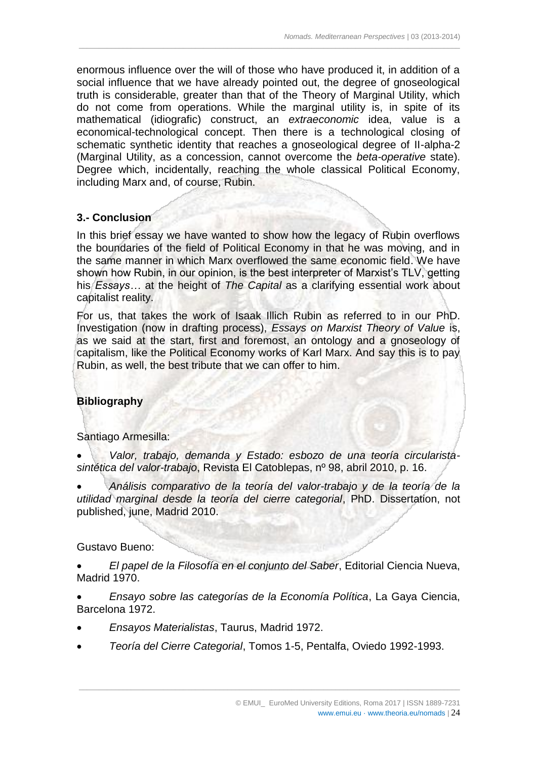enormous influence over the will of those who have produced it, in addition of a social influence that we have already pointed out, the degree of gnoseological truth is considerable, greater than that of the Theory of Marginal Utility, which do not come from operations. While the marginal utility is, in spite of its mathematical (idiografic) construct, an *extraeconomic* idea, value is a economical-technological concept. Then there is a technological closing of schematic synthetic identity that reaches a gnoseological degree of II-alpha-2 (Marginal Utility, as a concession, cannot overcome the *beta-operative* state). Degree which, incidentally, reaching the whole classical Political Economy, including Marx and, of course, Rubin.

## 3.- Conclusion

In this brief essay we have wanted to show how the legacy of Rubin overflows the boundaries of the field of Political Economy in that he was moving, and in the same manner in which Marx overflowed the same economic field. We have shown how Rubin, in our opinion, is the best interpreter of Marxist's TLV, getting his *Essays…* at the height of *The Capital* as a clarifying essential work about capitalist reality.

For us, that takes the work of Isaak Illich Rubin as referred to in our PhD. Investigation (now in drafting process), *Essays on Marxist Theory of Value* is, as we said at the start, first and foremost, an ontology and a gnoseology of capitalism, like the Political Economy works of Karl Marx. And say this is to pay Rubin, as well, the best tribute that we can offer to him.

## Bibliography

Santiago Armesilla:

- *Valor, trabajo, demanda y Estado: esbozo de una teoría circularista-sintética del valor-trabajo*, Revista El Catoblepas, nº 98, abril 2010, p. 16.
- *Análisis comparativo de la teoría del valor-trabajo y de la teoría de la utilidad marginal desde la teoría del cierre categorial*, PhD. Dissertation, not published, june, Madrid 2010.

Gustavo Bueno:

- *El papel de la Filosofía en el conjunto del Saber*, Editorial Ciencia Nueva, Madrid 1970.
- *Ensayo sobre las categorías de la Economía Política*, La Gaya Ciencia, Barcelona 1972.
- *Ensayos Materialistas*, Taurus, Madrid 1972.
- *Teoría del Cierre Categorial*, Tomos 1-5, Pentalfa, Oviedo 1992-1993.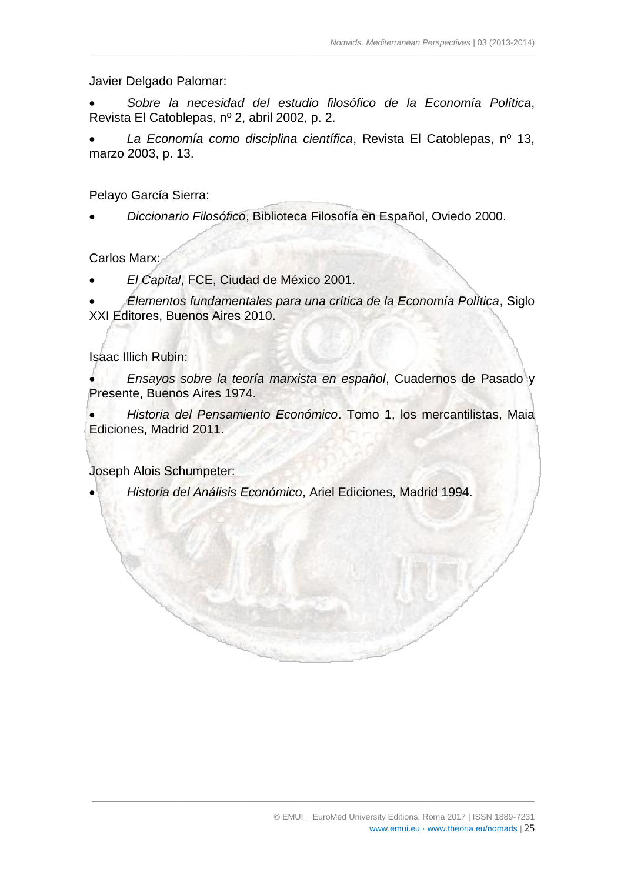Javier Delgado Palomar:

- *Sobre la necesidad del estudio filosófico de la Economía Política*, Revista El Catoblepas, nº 2, abril 2002, p. 2.
- *La Economía como disciplina científica*, Revista El Catoblepas, nº 13, marzo 2003, p. 13.

Pelayo García Sierra:

- *Diccionario Filosófico*, Biblioteca Filosofía en Español, Oviedo 2000.

Carlos Marx:

- *El Capital*, FCE, Ciudad de México 2001.
- *Elementos fundamentales para una crítica de la Economía Política*, Siglo XXI Editores, Buenos Aires 2010.

Isaac Illich Rubin:

- *Ensayos sobre la teoría marxista en español*, Cuadernos de Pasado y Presente, Buenos Aires 1974.
- *Historia del Pensamiento Económico*. Tomo 1, los mercantilistas, Maia Ediciones, Madrid 2011.

Joseph Alois Schumpeter:

- *Historia del Análisis Económico*, Ariel Ediciones, Madrid 1994.